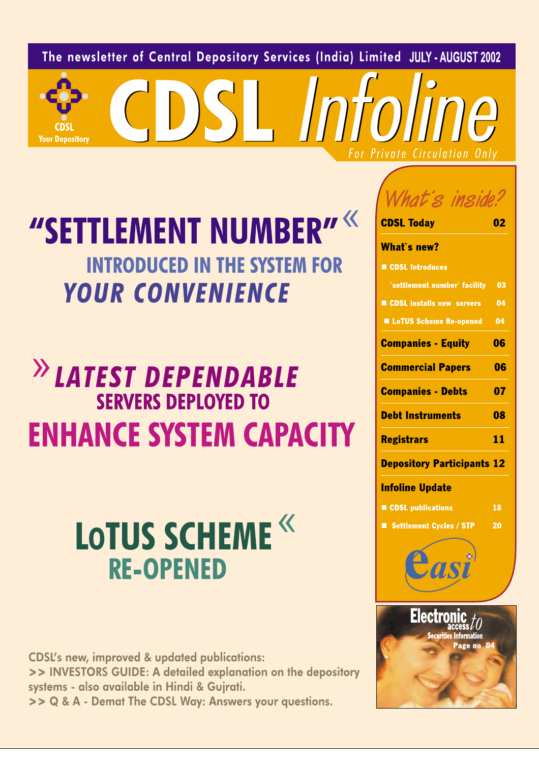The newsletter of Central Depository Services (India) Limited JULY - AUGUST 2002

CDSL Your Depository

# CDSL Infoline

For Private Circulation Only

## "SETTLEMENT NUMBER" INTRODUCED IN THE SYSTEM FOR *YOUR CONVENIENCE*

## *LATEST DEPENDABLE* SERVERS DEPLOYED TO ENHANCE SYSTEM CAPACITY

## LoTUS SCHEME RE-OPENED

CDSL's new, improved & updated publications:

>> INVESTORS GUIDE: A detailed explanation on the depository systems - also available in Hindi & Gujrati.

>> Q & A - Demat The CDSL Way: Answers your questions.

### What's inside?

| Section | Page |
|---|---|
| **CDSL Today** | 02 |
| **What`s new?** | |
| CDSL Introduces `settlement number` facility | 03 |
| CDSL installs new servers | 04 |
| LoTUS Scheme Re-opened | 04 |
| **Companies - Equity** | 06 |
| **Commercial Papers** | 06 |
| **Companies - Debts** | 07 |
| **Debt Instruments** | 08 |
| **Registrars** | 11 |
| **Depository Participants** | 12 |
| **Infoline Update** | |
| CDSL publications | 18 |
| Settlement Cycles / STP | 20 |

easi

Electronic access to Securities Information

Page no 04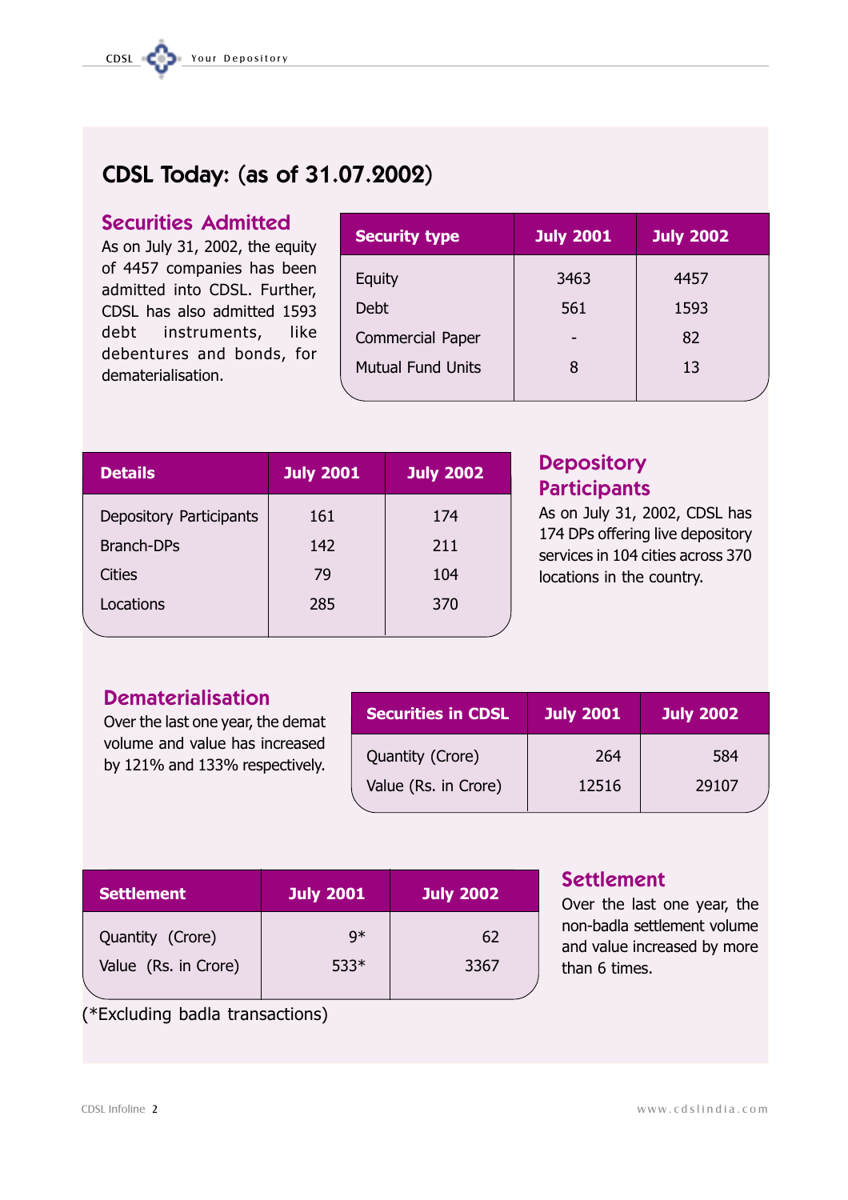# CDSL Today: (as of 31.07.2002)

## Securities Admitted

As on July 31, 2002, the equity of 4457 companies has been admitted into CDSL. Further, CDSL has also admitted 1593 debt instruments, like debentures and bonds, for dematerialisation.

| Security type | July 2001 | July 2002 |
|---|---|---|
| Equity | 3463 | 4457 |
| Debt | 561 | 1593 |
| Commercial Paper | - | 82 |
| Mutual Fund Units | 8 | 13 |

## Depository Participants

As on July 31, 2002, CDSL has 174 DPs offering live depository services in 104 cities across 370 locations in the country.

| Details | July 2001 | July 2002 |
|---|---|---|
| Depository Participants | 161 | 174 |
| Branch-DPs | 142 | 211 |
| Cities | 79 | 104 |
| Locations | 285 | 370 |

## Dematerialisation

Over the last one year, the demat volume and value has increased by 121% and 133% respectively.

| Securities in CDSL | July 2001 | July 2002 |
|---|---|---|
| Quantity (Crore) | 264 | 584 |
| Value (Rs. in Crore) | 12516 | 29107 |

## Settlement

Over the last one year, the non-badla settlement volume and value increased by more than 6 times.

| Settlement | July 2001 | July 2002 |
|---|---|---|
| Quantity (Crore) | 9* | 62 |
| Value (Rs. in Crore) | 533* | 3367 |

(*Excluding badla transactions)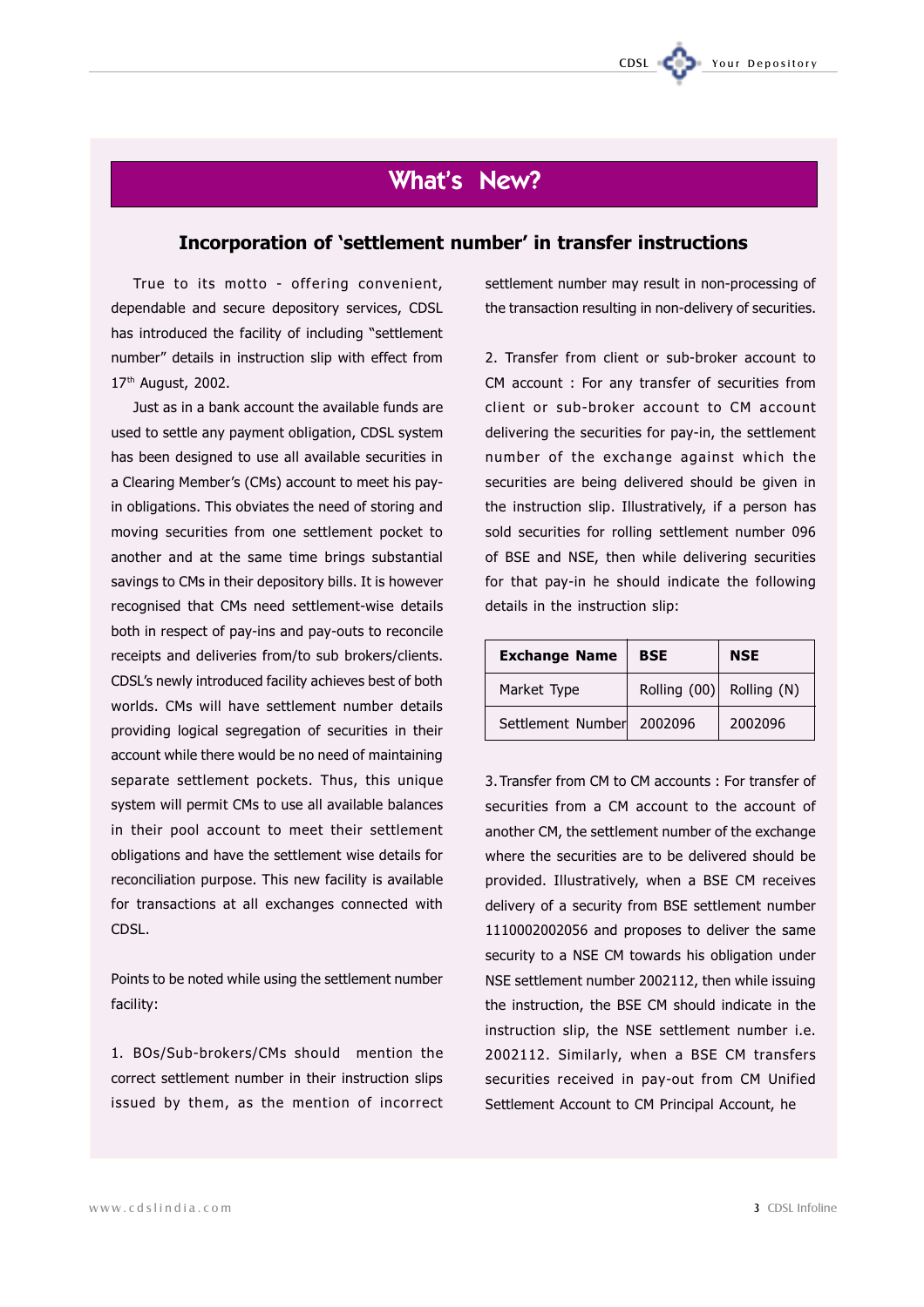# What's New?

## Incorporation of 'settlement number' in transfer instructions

True to its motto - offering convenient, dependable and secure depository services, CDSL has introduced the facility of including "settlement number" details in instruction slip with effect from 17th August, 2002.

Just as in a bank account the available funds are used to settle any payment obligation, CDSL system has been designed to use all available securities in a Clearing Member's (CMs) account to meet his pay-in obligations. This obviates the need of storing and moving securities from one settlement pocket to another and at the same time brings substantial savings to CMs in their depository bills. It is however recognised that CMs need settlement-wise details both in respect of pay-ins and pay-outs to reconcile receipts and deliveries from/to sub brokers/clients. CDSL's newly introduced facility achieves best of both worlds. CMs will have settlement number details providing logical segregation of securities in their account while there would be no need of maintaining separate settlement pockets. Thus, this unique system will permit CMs to use all available balances in their pool account to meet their settlement obligations and have the settlement wise details for reconciliation purpose. This new facility is available for transactions at all exchanges connected with CDSL.

Points to be noted while using the settlement number facility:

1. BOs/Sub-brokers/CMs should mention the correct settlement number in their instruction slips issued by them, as the mention of incorrect settlement number may result in non-processing of the transaction resulting in non-delivery of securities.

2. Transfer from client or sub-broker account to CM account : For any transfer of securities from client or sub-broker account to CM account delivering the securities for pay-in, the settlement number of the exchange against which the securities are being delivered should be given in the instruction slip. Illustratively, if a person has sold securities for rolling settlement number 096 of BSE and NSE, then while delivering securities for that pay-in he should indicate the following details in the instruction slip:

| Exchange Name | BSE | NSE |
|---|---|---|
| Market Type | Rolling (00) | Rolling (N) |
| Settlement Number | 2002096 | 2002096 |

3. Transfer from CM to CM accounts : For transfer of securities from a CM account to the account of another CM, the settlement number of the exchange where the securities are to be delivered should be provided. Illustratively, when a BSE CM receives delivery of a security from BSE settlement number 1110002002056 and proposes to deliver the same security to a NSE CM towards his obligation under NSE settlement number 2002112, then while issuing the instruction, the BSE CM should indicate in the instruction slip, the NSE settlement number i.e. 2002112. Similarly, when a BSE CM transfers securities received in pay-out from CM Unified Settlement Account to CM Principal Account, he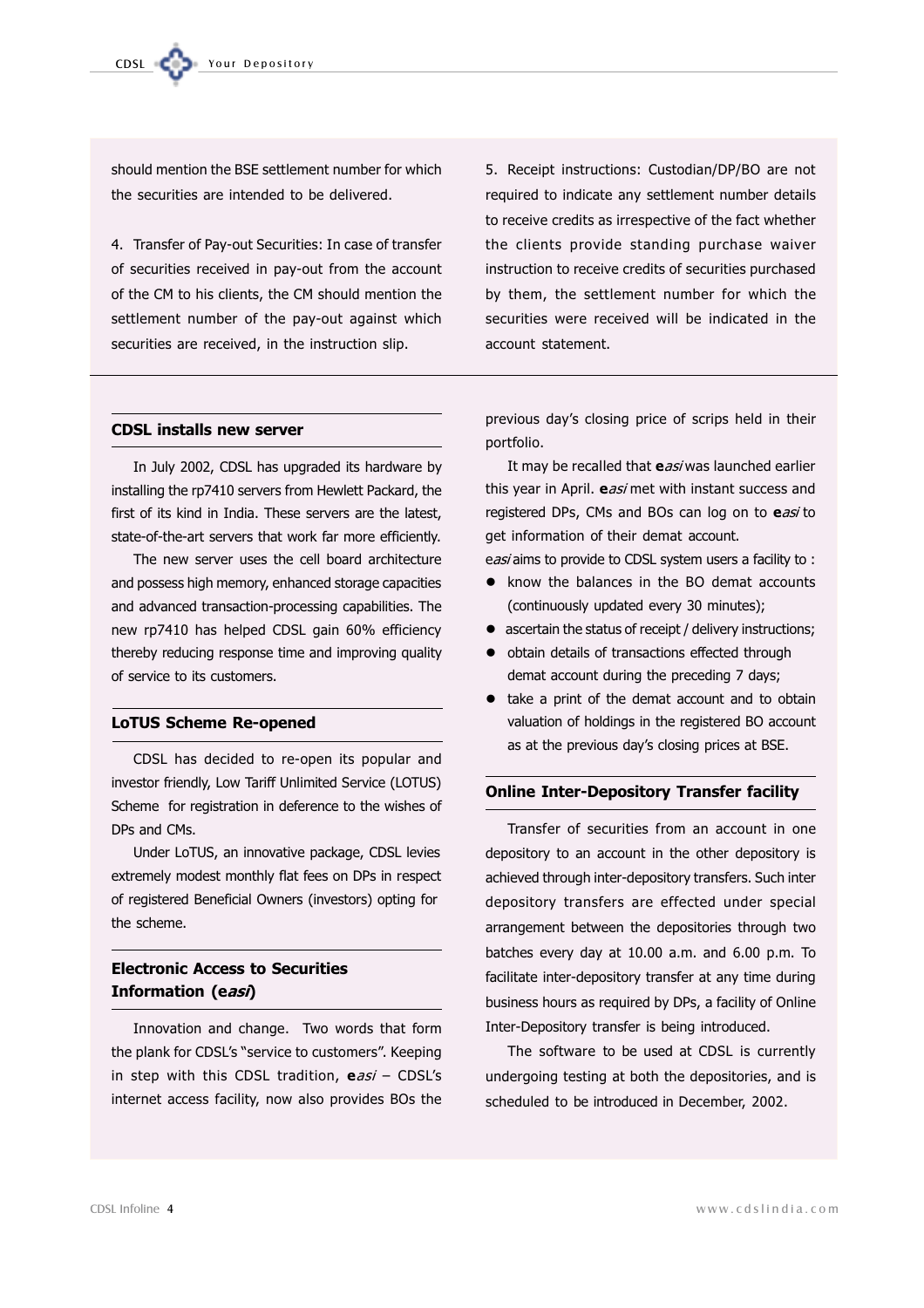should mention the BSE settlement number for which the securities are intended to be delivered.

4. Transfer of Pay-out Securities: In case of transfer of securities received in pay-out from the account of the CM to his clients, the CM should mention the settlement number of the pay-out against which securities are received, in the instruction slip.

5. Receipt instructions: Custodian/DP/BO are not required to indicate any settlement number details to receive credits as irrespective of the fact whether the clients provide standing purchase waiver instruction to receive credits of securities purchased by them, the settlement number for which the securities were received will be indicated in the account statement.

## CDSL installs new server

In July 2002, CDSL has upgraded its hardware by installing the rp7410 servers from Hewlett Packard, the first of its kind in India. These servers are the latest, state-of-the-art servers that work far more efficiently.

The new server uses the cell board architecture and possess high memory, enhanced storage capacities and advanced transaction-processing capabilities. The new rp7410 has helped CDSL gain 60% efficiency thereby reducing response time and improving quality of service to its customers.

## LoTUS Scheme Re-opened

CDSL has decided to re-open its popular and investor friendly, Low Tariff Unlimited Service (LOTUS) Scheme for registration in deference to the wishes of DPs and CMs.

Under LoTUS, an innovative package, CDSL levies extremely modest monthly flat fees on DPs in respect of registered Beneficial Owners (investors) opting for the scheme.

## Electronic Access to Securities Information (e*asi*)

Innovation and change. Two words that form the plank for CDSL's "service to customers". Keeping in step with this CDSL tradition, **e***asi* – CDSL's internet access facility, now also provides BOs the previous day's closing price of scrips held in their portfolio.

It may be recalled that **e***asi* was launched earlier this year in April. **e***asi* met with instant success and registered DPs, CMs and BOs can log on to **e***asi* to get information of their demat account.

e*asi* aims to provide to CDSL system users a facility to :

- know the balances in the BO demat accounts (continuously updated every 30 minutes);
- ascertain the status of receipt / delivery instructions;
- obtain details of transactions effected through demat account during the preceding 7 days;
- take a print of the demat account and to obtain valuation of holdings in the registered BO account as at the previous day's closing prices at BSE.

## Online Inter-Depository Transfer facility

Transfer of securities from an account in one depository to an account in the other depository is achieved through inter-depository transfers. Such inter depository transfers are effected under special arrangement between the depositories through two batches every day at 10.00 a.m. and 6.00 p.m. To facilitate inter-depository transfer at any time during business hours as required by DPs, a facility of Online Inter-Depository transfer is being introduced.

The software to be used at CDSL is currently undergoing testing at both the depositories, and is scheduled to be introduced in December, 2002.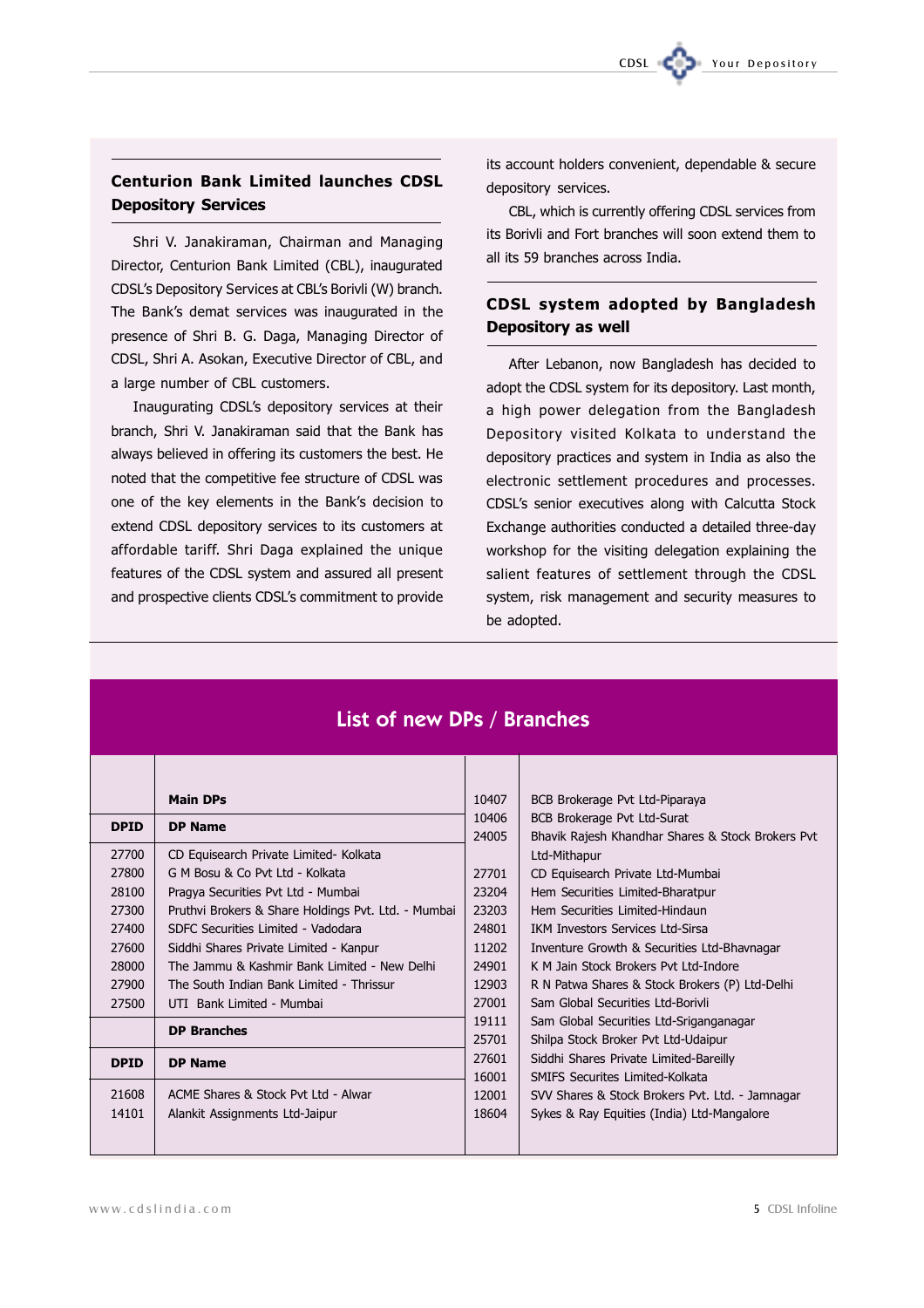## Centurion Bank Limited launches CDSL Depository Services

Shri V. Janakiraman, Chairman and Managing Director, Centurion Bank Limited (CBL), inaugurated CDSL's Depository Services at CBL's Borivli (W) branch. The Bank's demat services was inaugurated in the presence of Shri B. G. Daga, Managing Director of CDSL, Shri A. Asokan, Executive Director of CBL, and a large number of CBL customers.

Inaugurating CDSL's depository services at their branch, Shri V. Janakiraman said that the Bank has always believed in offering its customers the best. He noted that the competitive fee structure of CDSL was one of the key elements in the Bank's decision to extend CDSL depository services to its customers at affordable tariff. Shri Daga explained the unique features of the CDSL system and assured all present and prospective clients CDSL's commitment to provide its account holders convenient, dependable & secure depository services.

CBL, which is currently offering CDSL services from its Borivli and Fort branches will soon extend them to all its 59 branches across India.

## CDSL system adopted by Bangladesh Depository as well

After Lebanon, now Bangladesh has decided to adopt the CDSL system for its depository. Last month, a high power delegation from the Bangladesh Depository visited Kolkata to understand the depository practices and system in India as also the electronic settlement procedures and processes. CDSL's senior executives along with Calcutta Stock Exchange authorities conducted a detailed three-day workshop for the visiting delegation explaining the salient features of settlement through the CDSL system, risk management and security measures to be adopted.

## List of new DPs / Branches

**Main DPs**

| DPID | DP Name |
|---|---|
| 27700 | CD Equisearch Private Limited- Kolkata |
| 27800 | G M Bosu & Co Pvt Ltd - Kolkata |
| 28100 | Pragya Securities Pvt Ltd - Mumbai |
| 27300 | Pruthvi Brokers & Share Holdings Pvt. Ltd. - Mumbai |
| 27400 | SDFC Securities Limited - Vadodara |
| 27600 | Siddhi Shares Private Limited - Kanpur |
| 28000 | The Jammu & Kashmir Bank Limited - New Delhi |
| 27900 | The South Indian Bank Limited - Thrissur |
| 27500 | UTI Bank Limited - Mumbai |

**DP Branches**

| DPID | DP Name |
|---|---|
| 21608 | ACME Shares & Stock Pvt Ltd - Alwar |
| 14101 | Alankit Assignments Ltd-Jaipur |
| 10407 | BCB Brokerage Pvt Ltd-Piparaya |
| 10406 | BCB Brokerage Pvt Ltd-Surat |
| 24005 | Bhavik Rajesh Khandhar Shares & Stock Brokers Pvt Ltd-Mithapur |
| 27701 | CD Equisearch Private Ltd-Mumbai |
| 23204 | Hem Securities Limited-Bharatpur |
| 23203 | Hem Securities Limited-Hindaun |
| 24801 | IKM Investors Services Ltd-Sirsa |
| 11202 | Inventure Growth & Securities Ltd-Bhavnagar |
| 24901 | K M Jain Stock Brokers Pvt Ltd-Indore |
| 12903 | R N Patwa Shares & Stock Brokers (P) Ltd-Delhi |
| 27001 | Sam Global Securities Ltd-Borivli |
| 19111 | Sam Global Securities Ltd-Sriganganagar |
| 25701 | Shilpa Stock Broker Pvt Ltd-Udaipur |
| 27601 | Siddhi Shares Private Limited-Bareilly |
| 16001 | SMIFS Securites Limited-Kolkata |
| 12001 | SVV Shares & Stock Brokers Pvt. Ltd. - Jamnagar |
| 18604 | Sykes & Ray Equities (India) Ltd-Mangalore |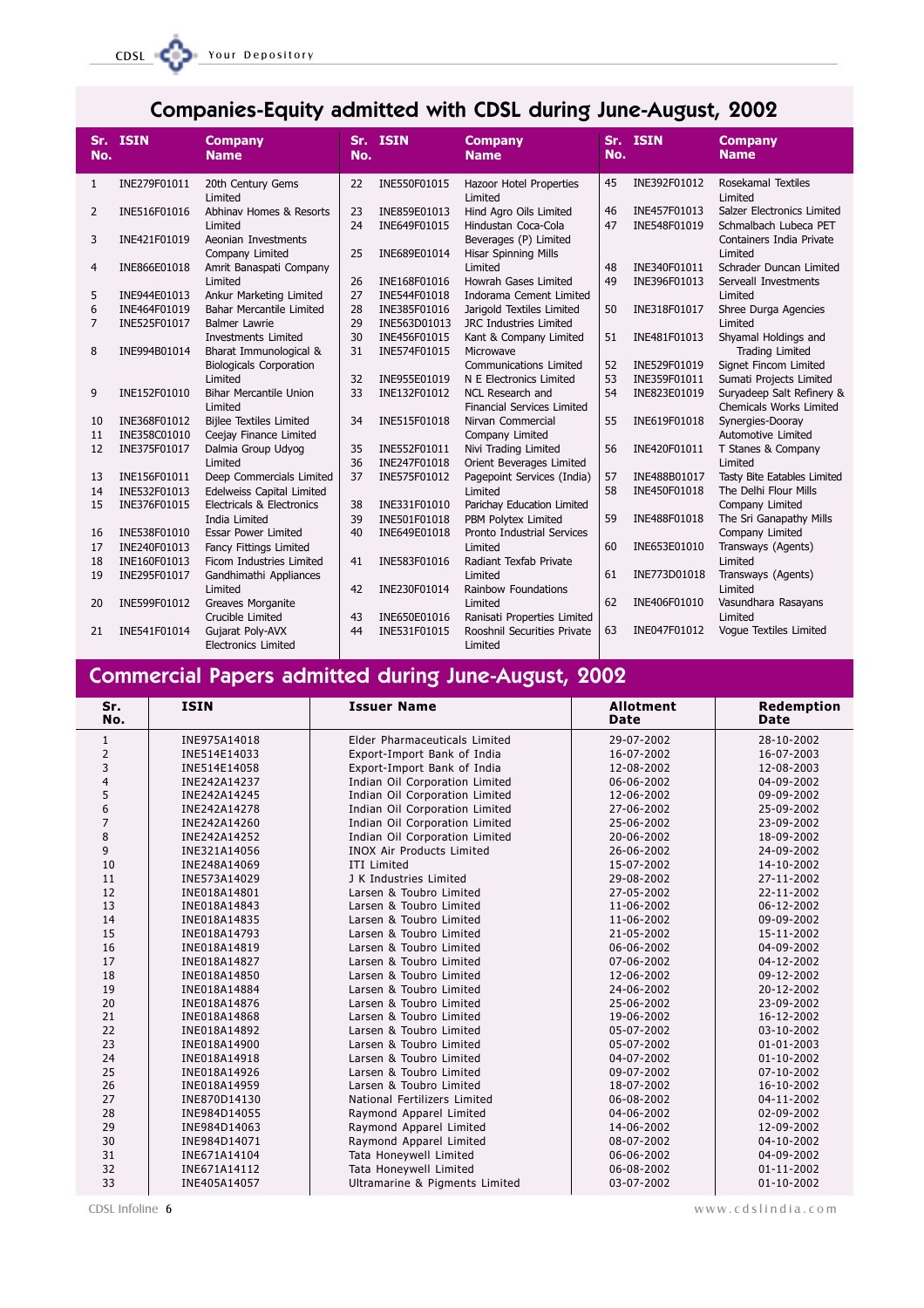## Companies-Equity admitted with CDSL during June-August, 2002

| Sr. No. | ISIN | Company Name |
|---|---|---|
| 1 | INE279F01011 | 20th Century Gems Limited |
| 2 | INE516F01016 | Abhinav Homes & Resorts Limited |
| 3 | INE421F01019 | Aeonian Investments Company Limited |
| 4 | INE866E01018 | Amrit Banaspati Company Limited |
| 5 | INE944E01013 | Ankur Marketing Limited |
| 6 | INE464F01019 | Bahar Mercantile Limited |
| 7 | INE525F01017 | Balmer Lawrie Investments Limited |
| 8 | INE994B01014 | Bharat Immunological & Biologicals Corporation Limited |
| 9 | INE152F01010 | Bihar Mercantile Union Limited |
| 10 | INE368F01012 | Bijlee Textiles Limited |
| 11 | INE358C01010 | Ceejay Finance Limited |
| 12 | INE375F01017 | Dalmia Group Udyog Limited |
| 13 | INE156F01011 | Deep Commercials Limited |
| 14 | INE532F01013 | Edelweiss Capital Limited |
| 15 | INE376F01015 | Electricals & Electronics India Limited |
| 16 | INE538F01010 | Essar Power Limited |
| 17 | INE240F01013 | Fancy Fittings Limited |
| 18 | INE160F01013 | Ficom Industries Limited |
| 19 | INE295F01017 | Gandhimathi Appliances Limited |
| 20 | INE599F01012 | Greaves Morganite Crucible Limited |
| 21 | INE541F01014 | Gujarat Poly-AVX Electronics Limited |
| 22 | INE550F01015 | Hazoor Hotel Properties Limited |
| 23 | INE859E01013 | Hind Agro Oils Limited |
| 24 | INE649F01015 | Hindustan Coca-Cola Beverages (P) Limited |
| 25 | INE689E01014 | Hisar Spinning Mills Limited |
| 26 | INE168F01016 | Howrah Gases Limited |
| 27 | INE544F01018 | Indorama Cement Limited |
| 28 | INE385F01016 | Jarigold Textiles Limited |
| 29 | INE563D01013 | JRC Industries Limited |
| 30 | INE456F01015 | Kant & Company Limited |
| 31 | INE574F01015 | Microwave Communications Limited |
| 32 | INE955E01019 | N E Electronics Limited |
| 33 | INE132F01012 | NCL Research and Financial Services Limited |
| 34 | INE515F01018 | Nirvan Commercial Company Limited |
| 35 | INE552F01011 | Nivi Trading Limited |
| 36 | INE247F01018 | Orient Beverages Limited |
| 37 | INE575F01012 | Pagepoint Services (India) Limited |
| 38 | INE331F01010 | Parichay Education Limited |
| 39 | INE501F01018 | PBM Polytex Limited |
| 40 | INE649E01018 | Pronto Industrial Services Limited |
| 41 | INE583F01016 | Radiant Texfab Private Limited |
| 42 | INE230F01014 | Rainbow Foundations Limited |
| 43 | INE650E01016 | Ranisati Properties Limited |
| 44 | INE531F01015 | Rooshnil Securities Private Limited |
| 45 | INE392F01012 | Rosekamal Textiles Limited |
| 46 | INE457F01013 | Salzer Electronics Limited |
| 47 | INE548F01019 | Schmalbach Lubeca PET Containers India Private Limited |
| 48 | INE340F01011 | Schrader Duncan Limited |
| 49 | INE396F01013 | Serveall Investments Limited |
| 50 | INE318F01017 | Shree Durga Agencies Limited |
| 51 | INE481F01013 | Shyamal Holdings and Trading Limited |
| 52 | INE529F01019 | Signet Fincom Limited |
| 53 | INE359F01011 | Sumati Projects Limited |
| 54 | INE823E01019 | Suryadeep Salt Refinery & Chemicals Works Limited |
| 55 | INE619F01018 | Synergies-Dooray Automotive Limited |
| 56 | INE420F01011 | T Stanes & Company Limited |
| 57 | INE488B01017 | Tasty Bite Eatables Limited |
| 58 | INE450F01018 | The Delhi Flour Mills Company Limited |
| 59 | INE488F01018 | The Sri Ganapathy Mills Company Limited |
| 60 | INE653E01010 | Transways (Agents) Limited |
| 61 | INE773D01018 | Transways (Agents) Limited |
| 62 | INE406F01010 | Vasundhara Rasayans Limited |
| 63 | INE047F01012 | Vogue Textiles Limited |

## Commercial Papers admitted during June-August, 2002

| Sr. No. | ISIN | Issuer Name | Allotment Date | Redemption Date |
|---|---|---|---|---|
| 1 | INE975A14018 | Elder Pharmaceuticals Limited | 29-07-2002 | 28-10-2002 |
| 2 | INE514E14033 | Export-Import Bank of India | 16-07-2002 | 16-07-2003 |
| 3 | INE514E14058 | Export-Import Bank of India | 12-08-2002 | 12-08-2003 |
| 4 | INE242A14237 | Indian Oil Corporation Limited | 06-06-2002 | 04-09-2002 |
| 5 | INE242A14245 | Indian Oil Corporation Limited | 12-06-2002 | 09-09-2002 |
| 6 | INE242A14278 | Indian Oil Corporation Limited | 27-06-2002 | 25-09-2002 |
| 7 | INE242A14260 | Indian Oil Corporation Limited | 25-06-2002 | 23-09-2002 |
| 8 | INE242A14252 | Indian Oil Corporation Limited | 20-06-2002 | 18-09-2002 |
| 9 | INE321A14056 | INOX Air Products Limited | 26-06-2002 | 24-09-2002 |
| 10 | INE248A14069 | ITI Limited | 15-07-2002 | 14-10-2002 |
| 11 | INE573A14029 | J K Industries Limited | 29-08-2002 | 27-11-2002 |
| 12 | INE018A14801 | Larsen & Toubro Limited | 27-05-2002 | 22-11-2002 |
| 13 | INE018A14843 | Larsen & Toubro Limited | 11-06-2002 | 06-12-2002 |
| 14 | INE018A14835 | Larsen & Toubro Limited | 11-06-2002 | 09-09-2002 |
| 15 | INE018A14793 | Larsen & Toubro Limited | 21-05-2002 | 15-11-2002 |
| 16 | INE018A14819 | Larsen & Toubro Limited | 06-06-2002 | 04-09-2002 |
| 17 | INE018A14827 | Larsen & Toubro Limited | 07-06-2002 | 04-12-2002 |
| 18 | INE018A14850 | Larsen & Toubro Limited | 12-06-2002 | 09-12-2002 |
| 19 | INE018A14884 | Larsen & Toubro Limited | 24-06-2002 | 20-12-2002 |
| 20 | INE018A14876 | Larsen & Toubro Limited | 25-06-2002 | 23-09-2002 |
| 21 | INE018A14868 | Larsen & Toubro Limited | 19-06-2002 | 16-12-2002 |
| 22 | INE018A14892 | Larsen & Toubro Limited | 05-07-2002 | 03-10-2002 |
| 23 | INE018A14900 | Larsen & Toubro Limited | 05-07-2002 | 01-01-2003 |
| 24 | INE018A14918 | Larsen & Toubro Limited | 04-07-2002 | 01-10-2002 |
| 25 | INE018A14926 | Larsen & Toubro Limited | 09-07-2002 | 07-10-2002 |
| 26 | INE018A14959 | Larsen & Toubro Limited | 18-07-2002 | 16-10-2002 |
| 27 | INE870D14130 | National Fertilizers Limited | 06-08-2002 | 04-11-2002 |
| 28 | INE984D14055 | Raymond Apparel Limited | 04-06-2002 | 02-09-2002 |
| 29 | INE984D14063 | Raymond Apparel Limited | 14-06-2002 | 12-09-2002 |
| 30 | INE984D14071 | Raymond Apparel Limited | 08-07-2002 | 04-10-2002 |
| 31 | INE671A14104 | Tata Honeywell Limited | 06-06-2002 | 04-09-2002 |
| 32 | INE671A14112 | Tata Honeywell Limited | 06-08-2002 | 01-11-2002 |
| 33 | INE405A14057 | Ultramarine & Pigments Limited | 03-07-2002 | 01-10-2002 |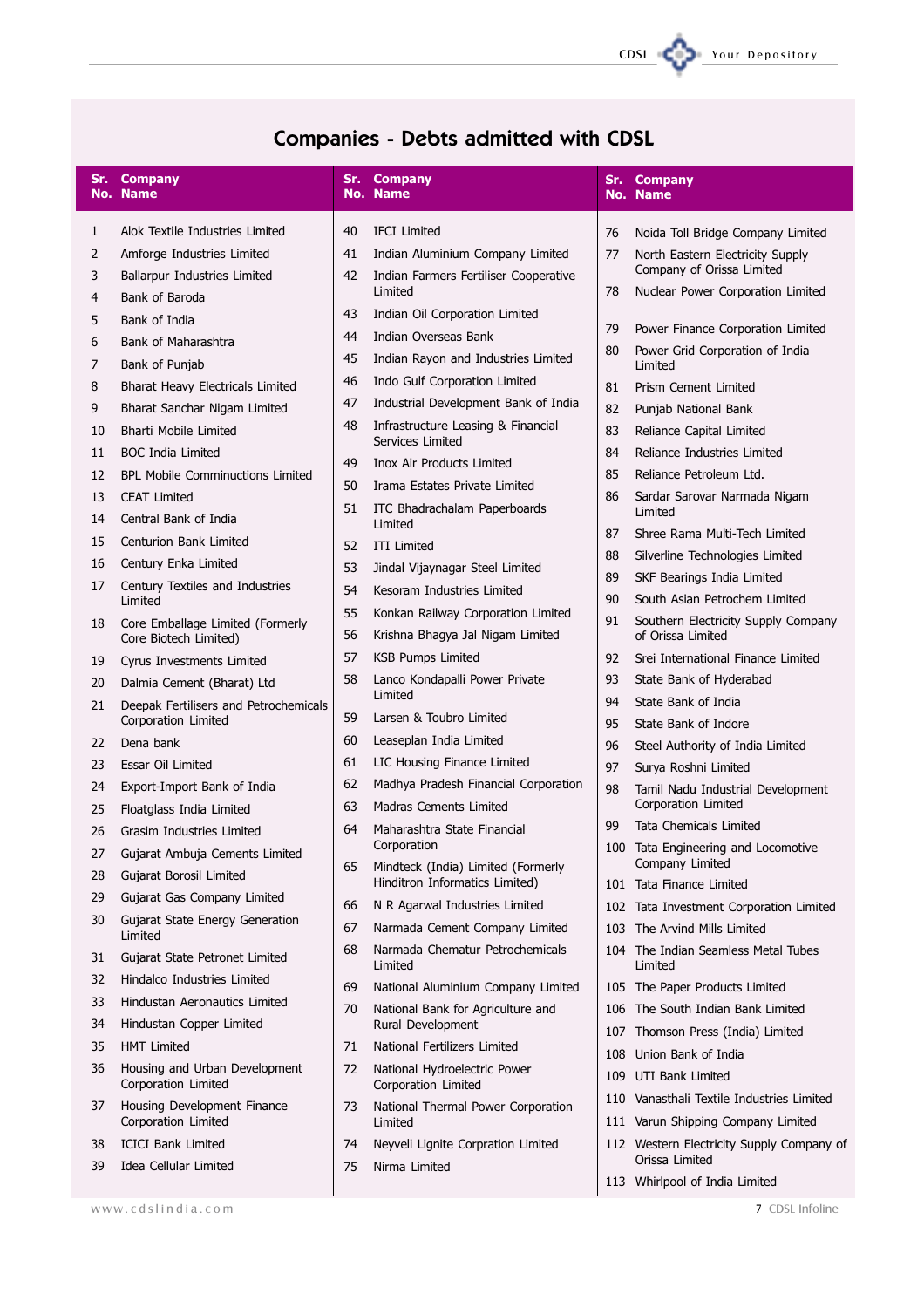# Companies - Debts admitted with CDSL

| Sr. No. | Company Name |
|---|---|
| 1 | Alok Textile Industries Limited |
| 2 | Amforge Industries Limited |
| 3 | Ballarpur Industries Limited |
| 4 | Bank of Baroda |
| 5 | Bank of India |
| 6 | Bank of Maharashtra |
| 7 | Bank of Punjab |
| 8 | Bharat Heavy Electricals Limited |
| 9 | Bharat Sanchar Nigam Limited |
| 10 | Bharti Mobile Limited |
| 11 | BOC India Limited |
| 12 | BPL Mobile Comminuctions Limited |
| 13 | CEAT Limited |
| 14 | Central Bank of India |
| 15 | Centurion Bank Limited |
| 16 | Century Enka Limited |
| 17 | Century Textiles and Industries Limited |
| 18 | Core Emballage Limited (Formerly Core Biotech Limited) |
| 19 | Cyrus Investments Limited |
| 20 | Dalmia Cement (Bharat) Ltd |
| 21 | Deepak Fertilisers and Petrochemicals Corporation Limited |
| 22 | Dena bank |
| 23 | Essar Oil Limited |
| 24 | Export-Import Bank of India |
| 25 | Floatglass India Limited |
| 26 | Grasim Industries Limited |
| 27 | Gujarat Ambuja Cements Limited |
| 28 | Gujarat Borosil Limited |
| 29 | Gujarat Gas Company Limited |
| 30 | Gujarat State Energy Generation Limited |
| 31 | Gujarat State Petronet Limited |
| 32 | Hindalco Industries Limited |
| 33 | Hindustan Aeronautics Limited |
| 34 | Hindustan Copper Limited |
| 35 | HMT Limited |
| 36 | Housing and Urban Development Corporation Limited |
| 37 | Housing Development Finance Corporation Limited |
| 38 | ICICI Bank Limited |
| 39 | Idea Cellular Limited |
| 40 | IFCI Limited |
| 41 | Indian Aluminium Company Limited |
| 42 | Indian Farmers Fertiliser Cooperative Limited |
| 43 | Indian Oil Corporation Limited |
| 44 | Indian Overseas Bank |
| 45 | Indian Rayon and Industries Limited |
| 46 | Indo Gulf Corporation Limited |
| 47 | Industrial Development Bank of India |
| 48 | Infrastructure Leasing & Financial Services Limited |
| 49 | Inox Air Products Limited |
| 50 | Irama Estates Private Limited |
| 51 | ITC Bhadrachalam Paperboards Limited |
| 52 | ITI Limited |
| 53 | Jindal Vijaynagar Steel Limited |
| 54 | Kesoram Industries Limited |
| 55 | Konkan Railway Corporation Limited |
| 56 | Krishna Bhagya Jal Nigam Limited |
| 57 | KSB Pumps Limited |
| 58 | Lanco Kondapalli Power Private Limited |
| 59 | Larsen & Toubro Limited |
| 60 | Leaseplan India Limited |
| 61 | LIC Housing Finance Limited |
| 62 | Madhya Pradesh Financial Corporation |
| 63 | Madras Cements Limited |
| 64 | Maharashtra State Financial Corporation |
| 65 | Mindteck (India) Limited (Formerly Hinditron Informatics Limited) |
| 66 | N R Agarwal Industries Limited |
| 67 | Narmada Cement Company Limited |
| 68 | Narmada Chematur Petrochemicals Limited |
| 69 | National Aluminium Company Limited |
| 70 | National Bank for Agriculture and Rural Development |
| 71 | National Fertilizers Limited |
| 72 | National Hydroelectric Power Corporation Limited |
| 73 | National Thermal Power Corporation Limited |
| 74 | Neyveli Lignite Corpration Limited |
| 75 | Nirma Limited |
| 76 | Noida Toll Bridge Company Limited |
| 77 | North Eastern Electricity Supply Company of Orissa Limited |
| 78 | Nuclear Power Corporation Limited |
| 79 | Power Finance Corporation Limited |
| 80 | Power Grid Corporation of India Limited |
| 81 | Prism Cement Limited |
| 82 | Punjab National Bank |
| 83 | Reliance Capital Limited |
| 84 | Reliance Industries Limited |
| 85 | Reliance Petroleum Ltd. |
| 86 | Sardar Sarovar Narmada Nigam Limited |
| 87 | Shree Rama Multi-Tech Limited |
| 88 | Silverline Technologies Limited |
| 89 | SKF Bearings India Limited |
| 90 | South Asian Petrochem Limited |
| 91 | Southern Electricity Supply Company of Orissa Limited |
| 92 | Srei International Finance Limited |
| 93 | State Bank of Hyderabad |
| 94 | State Bank of India |
| 95 | State Bank of Indore |
| 96 | Steel Authority of India Limited |
| 97 | Surya Roshni Limited |
| 98 | Tamil Nadu Industrial Development Corporation Limited |
| 99 | Tata Chemicals Limited |
| 100 | Tata Engineering and Locomotive Company Limited |
| 101 | Tata Finance Limited |
| 102 | Tata Investment Corporation Limited |
| 103 | The Arvind Mills Limited |
| 104 | The Indian Seamless Metal Tubes Limited |
| 105 | The Paper Products Limited |
| 106 | The South Indian Bank Limited |
| 107 | Thomson Press (India) Limited |
| 108 | Union Bank of India |
| 109 | UTI Bank Limited |
| 110 | Vanasthali Textile Industries Limited |
| 111 | Varun Shipping Company Limited |
| 112 | Western Electricity Supply Company of Orissa Limited |
| 113 | Whirlpool of India Limited |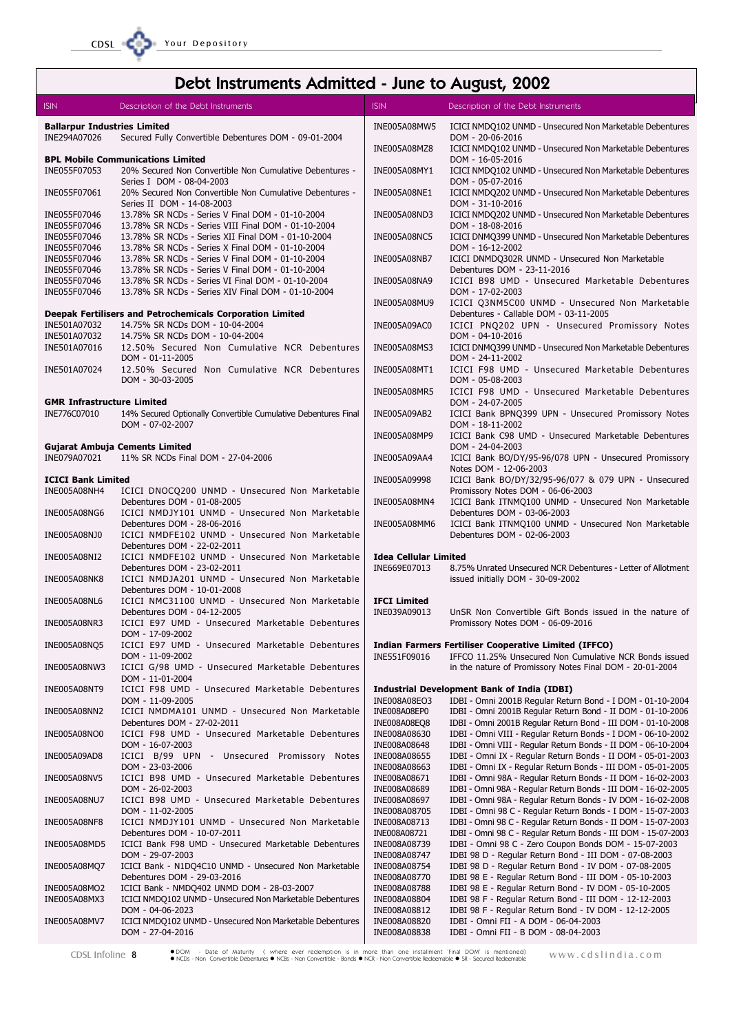# Debt Instruments Admitted - June to August, 2002

| ISIN | Description of the Debt Instruments |
|---|---|
| **Ballarpur Industries Limited** | |
| INE294A07026 | Secured Fully Convertible Debentures DOM - 09-01-2004 |
| **BPL Mobile Communications Limited** | |
| INE055F07053 | 20% Secured Non Convertible Non Cumulative Debentures - Series I DOM - 08-04-2003 |
| INE055F07061 | 20% Secured Non Convertible Non Cumulative Debentures - Series II DOM - 14-08-2003 |
| INE055F07046 | 13.78% SR NCDs - Series V Final DOM - 01-10-2004 |
| INE055F07046 | 13.78% SR NCDs - Series VIII Final DOM - 01-10-2004 |
| INE055F07046 | 13.78% SR NCDs - Series XII Final DOM - 01-10-2004 |
| INE055F07046 | 13.78% SR NCDs - Series X Final DOM - 01-10-2004 |
| INE055F07046 | 13.78% SR NCDs - Series V Final DOM - 01-10-2004 |
| INE055F07046 | 13.78% SR NCDs - Series V Final DOM - 01-10-2004 |
| INE055F07046 | 13.78% SR NCDs - Series VI Final DOM - 01-10-2004 |
| INE055F07046 | 13.78% SR NCDs - Series XIV Final DOM - 01-10-2004 |
| **Deepak Fertilisers and Petrochemicals Corporation Limited** | |
| INE501A07032 | 14.75% SR NCDs DOM - 10-04-2004 |
| INE501A07032 | 14.75% SR NCDs DOM - 10-04-2004 |
| INE501A07016 | 12.50% Secured Non Cumulative NCR Debentures DOM - 01-11-2005 |
| INE501A07024 | 12.50% Secured Non Cumulative NCR Debentures DOM - 30-03-2005 |
| **GMR Infrastructure Limited** | |
| INE776C07010 | 14% Secured Optionally Convertible Cumulative Debentures Final DOM - 07-02-2007 |
| **Gujarat Ambuja Cements Limited** | |
| INE079A07021 | 11% SR NCDs Final DOM - 27-04-2006 |
| **ICICI Bank Limited** | |
| INE005A08NH4 | ICICI DNOCQ200 UNMD - Unsecured Non Marketable Debentures DOM - 01-08-2005 |
| INE005A08NG6 | ICICI NMDJY101 UNMD - Unsecured Non Marketable Debentures DOM - 28-06-2016 |
| INE005A08NJ0 | ICICI NMDFE102 UNMD - Unsecured Non Marketable Debentures DOM - 22-02-2011 |
| INE005A08NI2 | ICICI NMDFE102 UNMD - Unsecured Non Marketable Debentures DOM - 23-02-2011 |
| INE005A08NK8 | ICICI NMDJA201 UNMD - Unsecured Non Marketable Debentures DOM - 10-01-2008 |
| INE005A08NL6 | ICICI NMC31100 UNMD - Unsecured Non Marketable Debentures DOM - 04-12-2005 |
| INE005A08NR3 | ICICI E97 UMD - Unsecured Marketable Debentures DOM - 17-09-2002 |
| INE005A08NQ5 | ICICI E97 UMD - Unsecured Marketable Debentures DOM - 11-09-2002 |
| INE005A08NW3 | ICICI G/98 UMD - Unsecured Marketable Debentures DOM - 11-01-2004 |
| INE005A08NT9 | ICICI F98 UMD - Unsecured Marketable Debentures DOM - 11-09-2005 |
| INE005A08NN2 | ICICI NMDMA101 UNMD - Unsecured Non Marketable Debentures DOM - 27-02-2011 |
| INE005A08NO0 | ICICI F98 UMD - Unsecured Marketable Debentures DOM - 16-07-2003 |
| INE005A09AD8 | ICICI B/99 UPN - Unsecured Promissory Notes DOM - 23-03-2006 |
| INE005A08NV5 | ICICI B98 UMD - Unsecured Marketable Debentures DOM - 26-02-2003 |
| INE005A08NU7 | ICICI B98 UMD - Unsecured Marketable Debentures DOM - 11-02-2005 |
| INE005A08NF8 | ICICI NMDJY101 UNMD - Unsecured Non Marketable Debentures DOM - 10-07-2011 |
| INE005A08MD5 | ICICI Bank F98 UMD - Unsecured Marketable Debentures DOM - 29-07-2003 |
| INE005A08MQ7 | ICICI Bank - N1DQ4C10 UNMD - Unsecured Non Marketable Debentures DOM - 29-03-2016 |
| INE005A08MO2 | ICICI Bank - NMDQ402 UNMD DOM - 28-03-2007 |
| INE005A08MX3 | ICICI NMDQ102 UNMD - Unsecured Non Marketable Debentures DOM - 04-06-2023 |
| INE005A08MV7 | ICICI NMDQ102 UNMD - Unsecured Non Marketable Debentures DOM - 27-04-2016 |
| INE005A08MW5 | ICICI NMDQ102 UNMD - Unsecured Non Marketable Debentures DOM - 20-06-2016 |
| INE005A08MZ8 | ICICI NMDQ102 UNMD - Unsecured Non Marketable Debentures DOM - 16-05-2016 |
| INE005A08MY1 | ICICI NMDQ102 UNMD - Unsecured Non Marketable Debentures DOM - 05-07-2016 |
| INE005A08NE1 | ICICI NMDQ202 UNMD - Unsecured Non Marketable Debentures DOM - 31-10-2016 |
| INE005A08ND3 | ICICI NMDQ202 UNMD - Unsecured Non Marketable Debentures DOM - 18-08-2016 |
| INE005A08NC5 | ICICI DNMQ399 UNMD - Unsecured Non Marketable Debentures DOM - 16-12-2002 |
| INE005A08NB7 | ICICI DNMDQ302R UNMD - Unsecured Non Marketable Debentures DOM - 23-11-2016 |
| INE005A08NA9 | ICICI B98 UMD - Unsecured Marketable Debentures DOM - 17-02-2003 |
| INE005A08MU9 | ICICI Q3NM5C00 UNMD - Unsecured Non Marketable Debentures - Callable DOM - 03-11-2005 |
| INE005A09AC0 | ICICI PNQ202 UPN - Unsecured Promissory Notes DOM - 04-10-2016 |
| INE005A08MS3 | ICICI DNMQ399 UNMD - Unsecured Non Marketable Debentures DOM - 24-11-2002 |
| INE005A08MT1 | ICICI F98 UMD - Unsecured Marketable Debentures DOM - 05-08-2003 |
| INE005A08MR5 | ICICI F98 UMD - Unsecured Marketable Debentures DOM - 24-07-2005 |
| INE005A09AB2 | ICICI Bank BPNQ399 UPN - Unsecured Promissory Notes DOM - 18-11-2002 |
| INE005A08MP9 | ICICI Bank C98 UMD - Unsecured Marketable Debentures DOM - 24-04-2003 |
| INE005A09AA4 | ICICI Bank BO/DY/95-96/078 UPN - Unsecured Promissory Notes DOM - 12-06-2003 |
| INE005A09998 | ICICI Bank BO/DY/32/95-96/077 & 079 UPN - Unsecured Promissory Notes DOM - 06-06-2003 |
| INE005A08MN4 | ICICI Bank ITNMQ100 UNMD - Unsecured Non Marketable Debentures DOM - 03-06-2003 |
| INE005A08MM6 | ICICI Bank ITNMQ100 UNMD - Unsecured Non Marketable Debentures DOM - 02-06-2003 |
| **Idea Cellular Limited** | |
| INE669E07013 | 8.75% Unrated Unsecured NCR Debentures - Letter of Allotment issued initially DOM - 30-09-2002 |
| **IFCI Limited** | |
| INE039A09013 | UnSR Non Convertible Gift Bonds issued in the nature of Promissory Notes DOM - 06-09-2016 |
| **Indian Farmers Fertiliser Cooperative Limited (IFFCO)** | |
| INE551F09016 | IFFCO 11.25% Unsecured Non Cumulative NCR Bonds issued in the nature of Promissory Notes Final DOM - 20-01-2004 |
| **Industrial Development Bank of India (IDBI)** | |
| INE008A08EO3 | IDBI - Omni 2001B Regular Return Bond - I DOM - 01-10-2004 |
| INE008A08EP0 | IDBI - Omni 2001B Regular Return Bond - II DOM - 01-10-2006 |
| INE008A08EQ8 | IDBI - Omni 2001B Regular Return Bond - III DOM - 01-10-2008 |
| INE008A08630 | IDBI - Omni VIII - Regular Return Bonds - I DOM - 06-10-2002 |
| INE008A08648 | IDBI - Omni VIII - Regular Return Bonds - II DOM - 06-10-2004 |
| INE008A08655 | IDBI - Omni IX - Regular Return Bonds - II DOM - 05-01-2003 |
| INE008A08663 | IDBI - Omni IX - Regular Return Bonds - III DOM - 05-01-2005 |
| INE008A08671 | IDBI - Omni 98A - Regular Return Bonds - II DOM - 16-02-2003 |
| INE008A08689 | IDBI - Omni 98A - Regular Return Bonds - III DOM - 16-02-2005 |
| INE008A08697 | IDBI - Omni 98A - Regular Return Bonds - IV DOM - 16-02-2008 |
| INE008A08705 | IDBI - Omni 98 C - Regular Return Bonds - I DOM - 15-07-2003 |
| INE008A08713 | IDBI - Omni 98 C - Regular Return Bonds - II DOM - 15-07-2003 |
| INE008A08721 | IDBI - Omni 98 C - Regular Return Bonds - III DOM - 15-07-2003 |
| INE008A08739 | IDBI - Omni 98 C - Zero Coupon Bonds DOM - 15-07-2003 |
| INE008A08747 | IDBI 98 D - Regular Return Bond - III DOM - 07-08-2003 |
| INE008A08754 | IDBI 98 D - Regular Return Bond - IV DOM - 07-08-2005 |
| INE008A08770 | IDBI 98 E - Regular Return Bond - III DOM - 05-10-2003 |
| INE008A08788 | IDBI 98 E - Regular Return Bond - IV DOM - 05-10-2005 |
| INE008A08804 | IDBI 98 F - Regular Return Bond - III DOM - 12-12-2003 |
| INE008A08812 | IDBI 98 F - Regular Return Bond - IV DOM - 12-12-2005 |
| INE008A08820 | IDBI - Omni FII - A DOM - 06-04-2003 |
| INE008A08838 | IDBI - Omni FII - B DOM - 08-04-2003 |

● DOM - Date of Maturity ( where ever redemption is in more than one installment 'Final DOM' is mentioned) ● NCDs - Non Convertible Debentures ● NCBs - Non Convertible - Bonds ● NCR - Non Convertible Redeemable ● SR - Secured Redeemable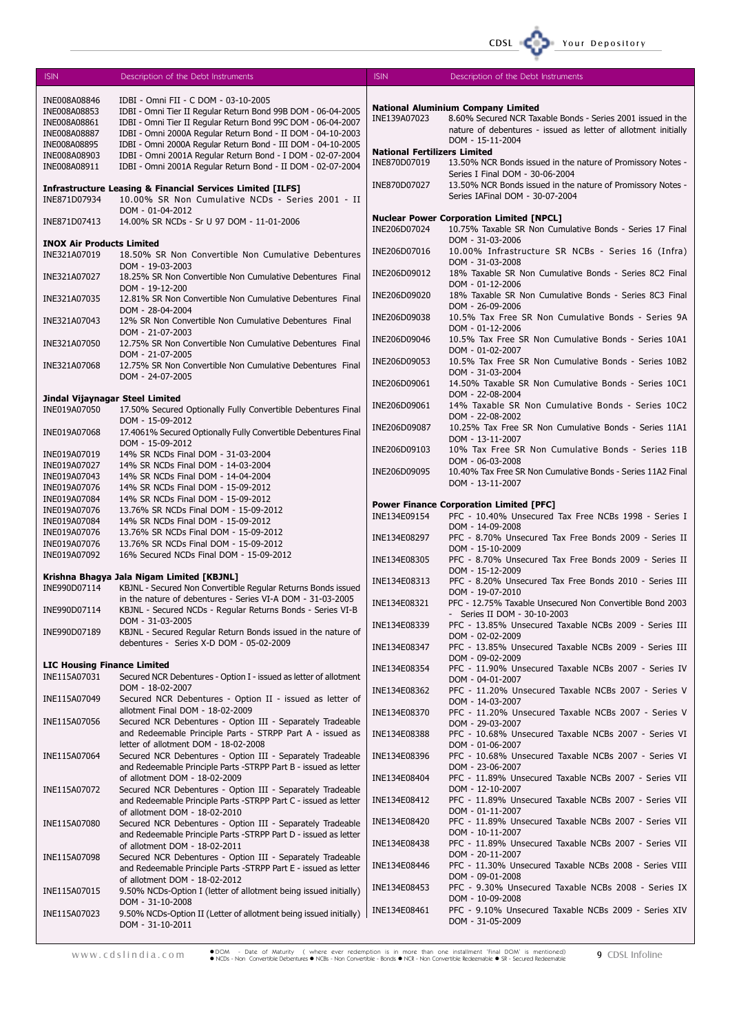| ISIN | Description of the Debt Instruments |
|---|---|
| INE008A08846 | IDBI - Omni FII - C DOM - 03-10-2005 |
| INE008A08853 | IDBI - Omni Tier II Regular Return Bond 99B DOM - 06-04-2005 |
| INE008A08861 | IDBI - Omni Tier II Regular Return Bond 99C DOM - 06-04-2007 |
| INE008A08887 | IDBI - Omni 2000A Regular Return Bond - II DOM - 04-10-2003 |
| INE008A08895 | IDBI - Omni 2000A Regular Return Bond - III DOM - 04-10-2005 |
| INE008A08903 | IDBI - Omni 2001A Regular Return Bond - I DOM - 02-07-2004 |
| INE008A08911 | IDBI - Omni 2001A Regular Return Bond - II DOM - 02-07-2004 |
| **Infrastructure Leasing & Financial Services Limited [ILFS]** | |
| INE871D07934 | 10.00% SR Non Cumulative NCDs - Series 2001 - II DOM - 01-04-2012 |
| INE871D07413 | 14.00% SR NCDs - Sr U 97 DOM - 11-01-2006 |
| **INOX Air Products Limited** | |
| INE321A07019 | 18.50% SR Non Convertible Non Cumulative Debentures DOM - 19-03-2003 |
| INE321A07027 | 18.25% SR Non Convertible Non Cumulative Debentures Final DOM - 19-12-200 |
| INE321A07035 | 12.81% SR Non Convertible Non Cumulative Debentures Final DOM - 28-04-2004 |
| INE321A07043 | 12% SR Non Convertible Non Cumulative Debentures Final DOM - 21-07-2003 |
| INE321A07050 | 12.75% SR Non Convertible Non Cumulative Debentures Final DOM - 21-07-2005 |
| INE321A07068 | 12.75% SR Non Convertible Non Cumulative Debentures Final DOM - 24-07-2005 |
| **Jindal Vijaynagar Steel Limited** | |
| INE019A07050 | 17.50% Secured Optionally Fully Convertible Debentures Final DOM - 15-09-2012 |
| INE019A07068 | 17.4061% Secured Optionally Fully Convertible Debentures Final DOM - 15-09-2012 |
| INE019A07019 | 14% SR NCDs Final DOM - 31-03-2004 |
| INE019A07027 | 14% SR NCDs Final DOM - 14-03-2004 |
| INE019A07043 | 14% SR NCDs Final DOM - 14-04-2004 |
| INE019A07076 | 14% SR NCDs Final DOM - 15-09-2012 |
| INE019A07084 | 14% SR NCDs Final DOM - 15-09-2012 |
| INE019A07076 | 13.76% SR NCDs Final DOM - 15-09-2012 |
| INE019A07084 | 14% SR NCDs Final DOM - 15-09-2012 |
| INE019A07076 | 13.76% SR NCDs Final DOM - 15-09-2012 |
| INE019A07076 | 13.76% SR NCDs Final DOM - 15-09-2012 |
| INE019A07092 | 16% Secured NCDs Final DOM - 15-09-2012 |
| **Krishna Bhagya Jala Nigam Limited [KBJNL]** | |
| INE990D07114 | KBJNL - Secured Non Convertible Regular Returns Bonds issued in the nature of debentures - Series VI-A DOM - 31-03-2005 |
| INE990D07114 | KBJNL - Secured NCDs - Regular Returns Bonds - Series VI-B DOM - 31-03-2005 |
| INE990D07189 | KBJNL - Secured Regular Return Bonds issued in the nature of debentures - Series X-D DOM - 05-02-2009 |
| **LIC Housing Finance Limited** | |
| INE115A07031 | Secured NCR Debentures - Option I - issued as letter of allotment DOM - 18-02-2007 |
| INE115A07049 | Secured NCR Debentures - Option II - issued as letter of allotment Final DOM - 18-02-2009 |
| INE115A07056 | Secured NCR Debentures - Option III - Separately Tradeable and Redeemable Principle Parts - STRPP Part A - issued as letter of allotment DOM - 18-02-2008 |
| INE115A07064 | Secured NCR Debentures - Option III - Separately Tradeable and Redeemable Principle Parts -STRPP Part B - issued as letter of allotment DOM - 18-02-2009 |
| INE115A07072 | Secured NCR Debentures - Option III - Separately Tradeable and Redeemable Principle Parts -STRPP Part C - issued as letter of allotment DOM - 18-02-2010 |
| INE115A07080 | Secured NCR Debentures - Option III - Separately Tradeable and Redeemable Principle Parts -STRPP Part D - issued as letter of allotment DOM - 18-02-2011 |
| INE115A07098 | Secured NCR Debentures - Option III - Separately Tradeable and Redeemable Principle Parts -STRPP Part E - issued as letter of allotment DOM - 18-02-2012 |
| INE115A07015 | 9.50% NCDs-Option I (letter of allotment being issued initially) DOM - 31-10-2008 |
| INE115A07023 | 9.50% NCDs-Option II (Letter of allotment being issued initially) DOM - 31-10-2011 |
| **National Aluminium Company Limited** | |
| INE139A07023 | 8.60% Secured NCR Taxable Bonds - Series 2001 issued in the nature of debentures - issued as letter of allotment initially DOM - 15-11-2004 |
| **National Fertilizers Limited** | |
| INE870D07019 | 13.50% NCR Bonds issued in the nature of Promissory Notes - Series I Final DOM - 30-06-2004 |
| INE870D07027 | 13.50% NCR Bonds issued in the nature of Promissory Notes - Series IAFinal DOM - 30-07-2004 |
| **Nuclear Power Corporation Limited [NPCL]** | |
| INE206D07024 | 10.75% Taxable SR Non Cumulative Bonds - Series 17 Final DOM - 31-03-2006 |
| INE206D07016 | 10.00% Infrastructure SR NCBs - Series 16 (Infra) DOM - 31-03-2008 |
| INE206D09012 | 18% Taxable SR Non Cumulative Bonds - Series 8C2 Final DOM - 01-12-2006 |
| INE206D09020 | 18% Taxable SR Non Cumulative Bonds - Series 8C3 Final DOM - 26-09-2006 |
| INE206D09038 | 10.5% Tax Free SR Non Cumulative Bonds - Series 9A DOM - 01-12-2006 |
| INE206D09046 | 10.5% Tax Free SR Non Cumulative Bonds - Series 10A1 DOM - 01-02-2007 |
| INE206D09053 | 10.5% Tax Free SR Non Cumulative Bonds - Series 10B2 DOM - 31-03-2004 |
| INE206D09061 | 14.50% Taxable SR Non Cumulative Bonds - Series 10C1 DOM - 22-08-2004 |
| INE206D09061 | 14% Taxable SR Non Cumulative Bonds - Series 10C2 DOM - 22-08-2002 |
| INE206D09087 | 10.25% Tax Free SR Non Cumulative Bonds - Series 11A1 DOM - 13-11-2007 |
| INE206D09103 | 10% Tax Free SR Non Cumulative Bonds - Series 11B DOM - 06-03-2008 |
| INE206D09095 | 10.40% Tax Free SR Non Cumulative Bonds - Series 11A2 Final DOM - 13-11-2007 |
| **Power Finance Corporation Limited [PFC]** | |
| INE134E09154 | PFC - 10.40% Unsecured Tax Free NCBs 1998 - Series I DOM - 14-09-2008 |
| INE134E08297 | PFC - 8.70% Unsecured Tax Free Bonds 2009 - Series II DOM - 15-10-2009 |
| INE134E08305 | PFC - 8.70% Unsecured Tax Free Bonds 2009 - Series II DOM - 15-12-2009 |
| INE134E08313 | PFC - 8.20% Unsecured Tax Free Bonds 2010 - Series III DOM - 19-07-2010 |
| INE134E08321 | PFC - 12.75% Taxable Unsecured Non Convertible Bond 2003 - Series II DOM - 30-10-2003 |
| INE134E08339 | PFC - 13.85% Unsecured Taxable NCBs 2009 - Series III DOM - 02-02-2009 |
| INE134E08347 | PFC - 13.85% Unsecured Taxable NCBs 2009 - Series III DOM - 09-02-2009 |
| INE134E08354 | PFC - 11.90% Unsecured Taxable NCBs 2007 - Series IV DOM - 04-01-2007 |
| INE134E08362 | PFC - 11.20% Unsecured Taxable NCBs 2007 - Series V DOM - 14-03-2007 |
| INE134E08370 | PFC - 11.20% Unsecured Taxable NCBs 2007 - Series V DOM - 29-03-2007 |
| INE134E08388 | PFC - 10.68% Unsecured Taxable NCBs 2007 - Series VI DOM - 01-06-2007 |
| INE134E08396 | PFC - 10.68% Unsecured Taxable NCBs 2007 - Series VI DOM - 23-06-2007 |
| INE134E08404 | PFC - 11.89% Unsecured Taxable NCBs 2007 - Series VII DOM - 12-10-2007 |
| INE134E08412 | PFC - 11.89% Unsecured Taxable NCBs 2007 - Series VII DOM - 01-11-2007 |
| INE134E08420 | PFC - 11.89% Unsecured Taxable NCBs 2007 - Series VII DOM - 10-11-2007 |
| INE134E08438 | PFC - 11.89% Unsecured Taxable NCBs 2007 - Series VII DOM - 20-11-2007 |
| INE134E08446 | PFC - 11.30% Unsecured Taxable NCBs 2008 - Series VIII DOM - 09-01-2008 |
| INE134E08453 | PFC - 9.30% Unsecured Taxable NCBs 2008 - Series IX DOM - 10-09-2008 |
| INE134E08461 | PFC - 9.10% Unsecured Taxable NCBs 2009 - Series XIV DOM - 31-05-2009 |

● DOM - Date of Maturity ( where ever redemption is in more than one installment 'final DOM' is mentioned)
● NCDs - Non Convertible Debentures ● NCBs - Non Convertible - Bonds ● NCR - Non Convertible Redeemable ● SR - Secured Redeemable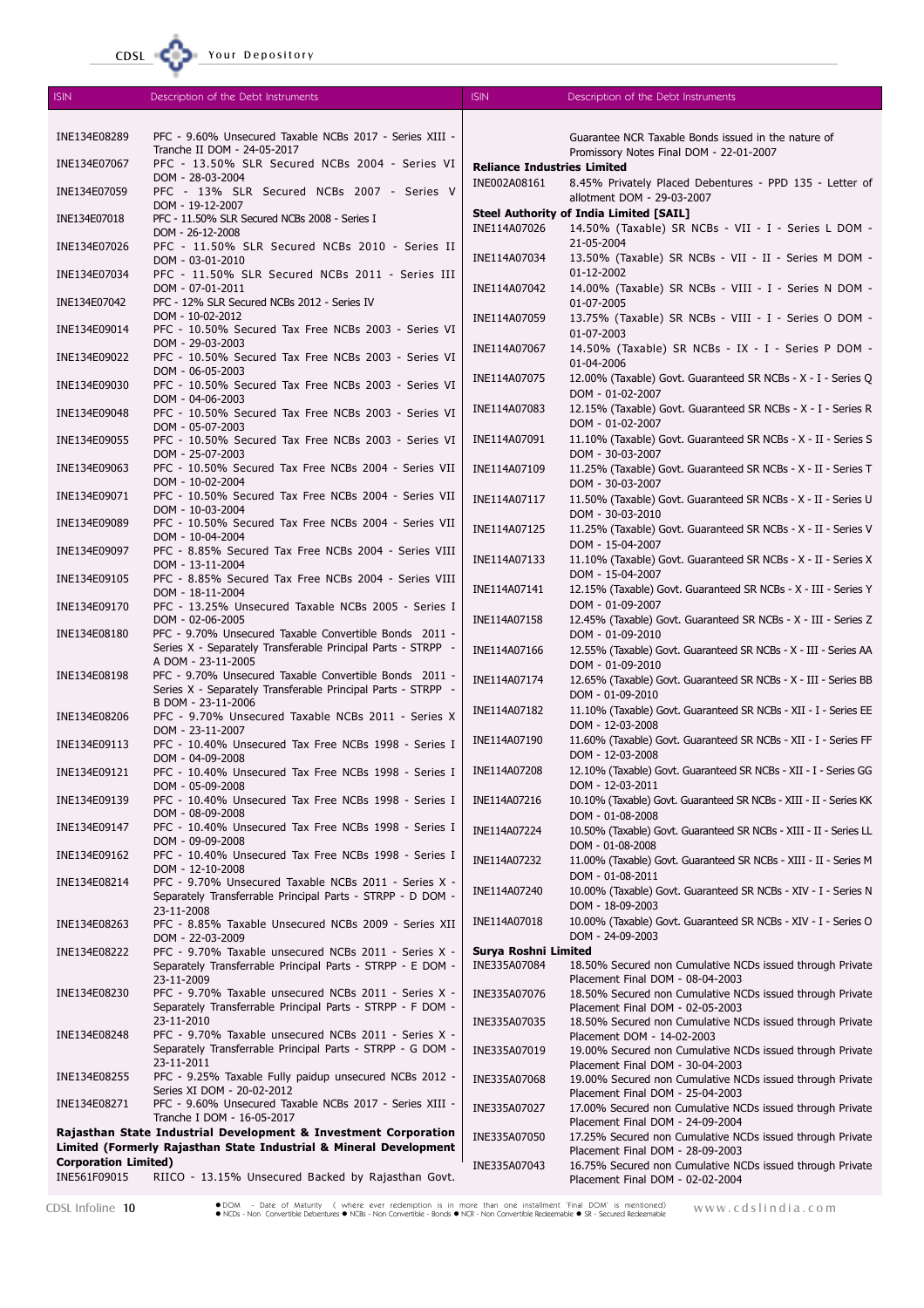| ISIN | Description of the Debt Instruments |
|---|---|
| INE134E08289 | PFC - 9.60% Unsecured Taxable NCBs 2017 - Series XIII - Tranche II DOM - 24-05-2017 |
| INE134E07067 | PFC - 13.50% SLR Secured NCBs 2004 - Series VI DOM - 28-03-2004 |
| INE134E07059 | PFC - 13% SLR Secured NCBs 2007 - Series V DOM - 19-12-2007 |
| INE134E07018 | PFC - 11.50% SLR Secured NCBs 2008 - Series I DOM - 26-12-2008 |
| INE134E07026 | PFC - 11.50% SLR Secured NCBs 2010 - Series II DOM - 03-01-2010 |
| INE134E07034 | PFC - 11.50% SLR Secured NCBs 2011 - Series III DOM - 07-01-2011 |
| INE134E07042 | PFC - 12% SLR Secured NCBs 2012 - Series IV DOM - 10-02-2012 |
| INE134E09014 | PFC - 10.50% Secured Tax Free NCBs 2003 - Series VI DOM - 29-03-2003 |
| INE134E09022 | PFC - 10.50% Secured Tax Free NCBs 2003 - Series VI DOM - 06-05-2003 |
| INE134E09030 | PFC - 10.50% Secured Tax Free NCBs 2003 - Series VI DOM - 04-06-2003 |
| INE134E09048 | PFC - 10.50% Secured Tax Free NCBs 2003 - Series VI DOM - 05-07-2003 |
| INE134E09055 | PFC - 10.50% Secured Tax Free NCBs 2003 - Series VI DOM - 25-07-2003 |
| INE134E09063 | PFC - 10.50% Secured Tax Free NCBs 2004 - Series VII DOM - 10-02-2004 |
| INE134E09071 | PFC - 10.50% Secured Tax Free NCBs 2004 - Series VII DOM - 10-03-2004 |
| INE134E09089 | PFC - 10.50% Secured Tax Free NCBs 2004 - Series VII DOM - 10-04-2004 |
| INE134E09097 | PFC - 8.85% Secured Tax Free NCBs 2004 - Series VIII DOM - 13-11-2004 |
| INE134E09105 | PFC - 8.85% Secured Tax Free NCBs 2004 - Series VIII DOM - 18-11-2004 |
| INE134E09170 | PFC - 13.25% Unsecured Taxable NCBs 2005 - Series I DOM - 02-06-2005 |
| INE134E08180 | PFC - 9.70% Unsecured Taxable Convertible Bonds 2011 - Series X - Separately Transferable Principal Parts - STRPP - A DOM - 23-11-2005 |
| INE134E08198 | PFC - 9.70% Unsecured Taxable Convertible Bonds 2011 - Series X - Separately Transferable Principal Parts - STRPP - B DOM - 23-11-2006 |
| INE134E08206 | PFC - 9.70% Unsecured Taxable NCBs 2011 - Series X DOM - 23-11-2007 |
| INE134E09113 | PFC - 10.40% Unsecured Tax Free NCBs 1998 - Series I DOM - 04-09-2008 |
| INE134E09121 | PFC - 10.40% Unsecured Tax Free NCBs 1998 - Series I DOM - 05-09-2008 |
| INE134E09139 | PFC - 10.40% Unsecured Tax Free NCBs 1998 - Series I DOM - 08-09-2008 |
| INE134E09147 | PFC - 10.40% Unsecured Tax Free NCBs 1998 - Series I DOM - 09-09-2008 |
| INE134E09162 | PFC - 10.40% Unsecured Tax Free NCBs 1998 - Series I DOM - 12-10-2008 |
| INE134E08214 | PFC - 9.70% Unsecured Taxable NCBs 2011 - Series X - Separately Transferable Principal Parts - STRPP - D DOM - 23-11-2008 |
| INE134E08263 | PFC - 8.85% Taxable Unsecured NCBs 2009 - Series XII DOM - 22-03-2009 |
| INE134E08222 | PFC - 9.70% Taxable unsecured NCBs 2011 - Series X - Separately Transferable Principal Parts - STRPP - E DOM - 23-11-2009 |
| INE134E08230 | PFC - 9.70% Taxable unsecured NCBs 2011 - Series X - Separately Transferable Principal Parts - STRPP - F DOM - 23-11-2010 |
| INE134E08248 | PFC - 9.70% Taxable unsecured NCBs 2011 - Series X - Separately Transferable Principal Parts - STRPP - G DOM - 23-11-2011 |
| INE134E08255 | PFC - 9.25% Taxable Fully paidup unsecured NCBs 2012 - Series XI DOM - 20-02-2012 |
| INE134E08271 | PFC - 9.60% Unsecured Taxable NCBs 2017 - Series XIII - Tranche I DOM - 16-05-2017 |
| **Rajasthan State Industrial Development & Investment Corporation Limited (Formerly Rajasthan State Industrial & Mineral Development Corporation Limited)** | |
| INE561F09015 | RIICO - 13.15% Unsecured Backed by Rajasthan Govt. Guarantee NCR Taxable Bonds issued in the nature of Promissory Notes Final DOM - 22-01-2007 |
| **Reliance Industries Limited** | |
| INE002A08161 | 8.45% Privately Placed Debentures - PPD 135 - Letter of allotment DOM - 29-03-2007 |
| **Steel Authority of India Limited [SAIL]** | |
| INE114A07026 | 14.50% (Taxable) SR NCBs - VII - I - Series L DOM - 21-05-2004 |
| INE114A07034 | 13.50% (Taxable) SR NCBs - VII - II - Series M DOM - 01-12-2002 |
| INE114A07042 | 14.00% (Taxable) SR NCBs - VIII - I - Series N DOM - 01-07-2005 |
| INE114A07059 | 13.75% (Taxable) SR NCBs - VIII - I - Series O DOM - 01-07-2003 |
| INE114A07067 | 14.50% (Taxable) SR NCBs - IX - I - Series P DOM - 01-04-2006 |
| INE114A07075 | 12.00% (Taxable) Govt. Guaranteed SR NCBs - X - I - Series Q DOM - 01-02-2007 |
| INE114A07083 | 12.15% (Taxable) Govt. Guaranteed SR NCBs - X - I - Series R DOM - 01-02-2007 |
| INE114A07091 | 11.10% (Taxable) Govt. Guaranteed SR NCBs - X - II - Series S DOM - 30-03-2007 |
| INE114A07109 | 11.25% (Taxable) Govt. Guaranteed SR NCBs - X - II - Series T DOM - 30-03-2007 |
| INE114A07117 | 11.50% (Taxable) Govt. Guaranteed SR NCBs - X - II - Series U DOM - 30-03-2010 |
| INE114A07125 | 11.25% (Taxable) Govt. Guaranteed SR NCBs - X - II - Series V DOM - 15-04-2007 |
| INE114A07133 | 11.10% (Taxable) Govt. Guaranteed SR NCBs - X - II - Series X DOM - 15-04-2007 |
| INE114A07141 | 12.15% (Taxable) Govt. Guaranteed SR NCBs - X - III - Series Y DOM - 01-09-2007 |
| INE114A07158 | 12.45% (Taxable) Govt. Guaranteed SR NCBs - X - III - Series Z DOM - 01-09-2010 |
| INE114A07166 | 12.55% (Taxable) Govt. Guaranteed SR NCBs - X - III - Series AA DOM - 01-09-2010 |
| INE114A07174 | 12.65% (Taxable) Govt. Guaranteed SR NCBs - X - III - Series BB DOM - 01-09-2010 |
| INE114A07182 | 11.10% (Taxable) Govt. Guaranteed SR NCBs - XII - I - Series EE DOM - 12-03-2008 |
| INE114A07190 | 11.60% (Taxable) Govt. Guaranteed SR NCBs - XII - I - Series FF DOM - 12-03-2008 |
| INE114A07208 | 12.10% (Taxable) Govt. Guaranteed SR NCBs - XII - I - Series GG DOM - 12-03-2011 |
| INE114A07216 | 10.10% (Taxable) Govt. Guaranteed SR NCBs - XIII - II - Series KK DOM - 01-08-2008 |
| INE114A07224 | 10.50% (Taxable) Govt. Guaranteed SR NCBs - XIII - II - Series LL DOM - 01-08-2008 |
| INE114A07232 | 11.00% (Taxable) Govt. Guaranteed SR NCBs - XIII - II - Series M DOM - 01-08-2011 |
| INE114A07240 | 10.00% (Taxable) Govt. Guaranteed SR NCBs - XIV - I - Series N DOM - 18-09-2003 |
| INE114A07018 | 10.00% (Taxable) Govt. Guaranteed SR NCBs - XIV - I - Series O DOM - 24-09-2003 |
| **Surya Roshni Limited** | |
| INE335A07084 | 18.50% Secured non Cumulative NCDs issued through Private Placement Final DOM - 08-04-2003 |
| INE335A07076 | 18.50% Secured non Cumulative NCDs issued through Private Placement Final DOM - 02-05-2003 |
| INE335A07035 | 18.50% Secured non Cumulative NCDs issued through Private Placement DOM - 14-02-2003 |
| INE335A07019 | 19.00% Secured non Cumulative NCDs issued through Private Placement Final DOM - 30-04-2003 |
| INE335A07068 | 19.00% Secured non Cumulative NCDs issued through Private Placement Final DOM - 25-04-2003 |
| INE335A07027 | 17.00% Secured non Cumulative NCDs issued through Private Placement Final DOM - 24-09-2004 |
| INE335A07050 | 17.25% Secured non Cumulative NCDs issued through Private Placement Final DOM - 28-09-2003 |
| INE335A07043 | 16.75% Secured non Cumulative NCDs issued through Private Placement Final DOM - 02-02-2004 |

● DOM - Date of Maturity ( where ever redemption is in more than one installment 'Final DOM' is mentioned)
● NCDs - Non Convertible Debentures ● NCBs - Non Convertible - Bonds ● NCR - Non Convertible Redeemable ● SR - Secured Redeemable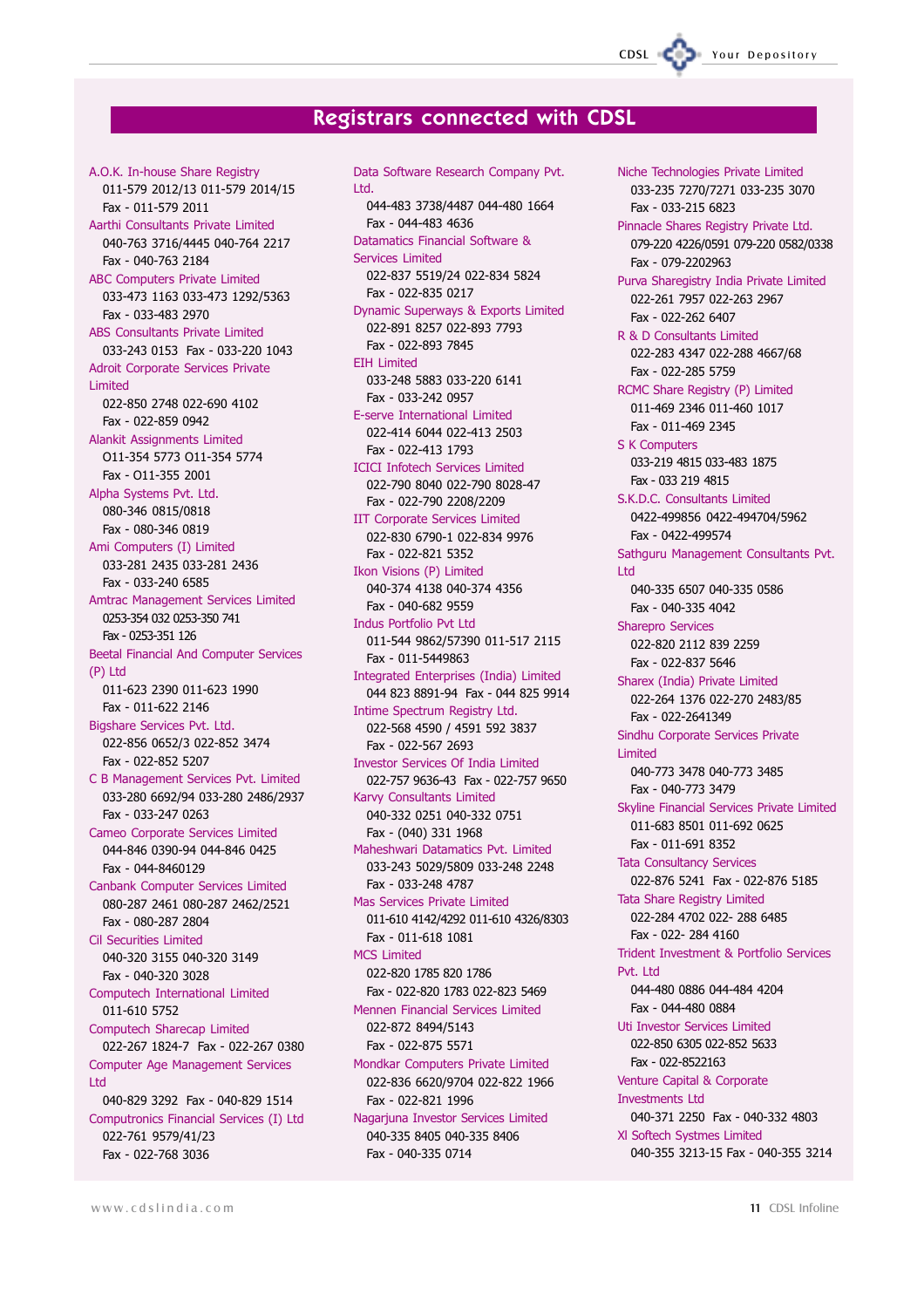# Registrars connected with CDSL

**A.O.K. In-house Share Registry**
011-579 2012/13 011-579 2014/15
Fax - 011-579 2011

**Aarthi Consultants Private Limited**
040-763 3716/4445 040-764 2217
Fax - 040-763 2184

**ABC Computers Private Limited**
033-473 1163 033-473 1292/5363
Fax - 033-483 2970

**ABS Consultants Private Limited**
033-243 0153 Fax - 033-220 1043

**Adroit Corporate Services Private Limited**
022-850 2748 022-690 4102
Fax - 022-859 0942

**Alankit Assignments Limited**
O11-354 5773 O11-354 5774
Fax - O11-355 2001

**Alpha Systems Pvt. Ltd.**
080-346 0815/0818
Fax - 080-346 0819

**Ami Computers (I) Limited**
033-281 2435 033-281 2436
Fax - 033-240 6585

**Amtrac Management Services Limited**
0253-354 032 0253-350 741
Fax - 0253-351 126

**Beetal Financial And Computer Services (P) Ltd**
011-623 2390 011-623 1990
Fax - 011-622 2146

**Bigshare Services Pvt. Ltd.**
022-856 0652/3 022-852 3474
Fax - 022-852 5207

**C B Management Services Pvt. Limited**
033-280 6692/94 033-280 2486/2937
Fax - 033-247 0263

**Cameo Corporate Services Limited**
044-846 0390-94 044-846 0425
Fax - 044-8460129

**Canbank Computer Services Limited**
080-287 2461 080-287 2462/2521
Fax - 080-287 2804

**Cil Securities Limited**
040-320 3155 040-320 3149
Fax - 040-320 3028

**Computech International Limited**
011-610 5752

**Computech Sharecap Limited**
022-267 1824-7 Fax - 022-267 0380

**Computer Age Management Services Ltd**
040-829 3292 Fax - 040-829 1514

**Computronics Financial Services (I) Ltd**
022-761 9579/41/23
Fax - 022-768 3036

**Data Software Research Company Pvt. Ltd.**
044-483 3738/4487 044-480 1664
Fax - 044-483 4636

**Datamatics Financial Software & Services Limited**
022-837 5519/24 022-834 5824
Fax - 022-835 0217

**Dynamic Superways & Exports Limited**
022-891 8257 022-893 7793
Fax - 022-893 7845

**EIH Limited**
033-248 5883 033-220 6141
Fax - 033-242 0957

**E-serve International Limited**
022-414 6044 022-413 2503
Fax - 022-413 1793

**ICICI Infotech Services Limited**
022-790 8040 022-790 8028-47
Fax - 022-790 2208/2209

**IIT Corporate Services Limited**
022-830 6790-1 022-834 9976
Fax - 022-821 5352

**Ikon Visions (P) Limited**
040-374 4138 040-374 4356
Fax - 040-682 9559

**Indus Portfolio Pvt Ltd**
011-544 9862/57390 011-517 2115
Fax - 011-5449863

**Integrated Enterprises (India) Limited**
044 823 8891-94 Fax - 044 825 9914

**Intime Spectrum Registry Ltd.**
022-568 4590 / 4591 592 3837
Fax - 022-567 2693

**Investor Services Of India Limited**
022-757 9636-43 Fax - 022-757 9650

**Karvy Consultants Limited**
040-332 0251 040-332 0751
Fax - (040) 331 1968

**Maheshwari Datamatics Pvt. Limited**
033-243 5029/5809 033-248 2248
Fax - 033-248 4787

**Mas Services Private Limited**
011-610 4142/4292 011-610 4326/8303
Fax - 011-618 1081

**MCS Limited**
022-820 1785 820 1786
Fax - 022-820 1783 022-823 5469

**Mennen Financial Services Limited**
022-872 8494/5143
Fax - 022-875 5571

**Mondkar Computers Private Limited**
022-836 6620/9704 022-822 1966
Fax - 022-821 1996

**Nagarjuna Investor Services Limited**
040-335 8405 040-335 8406
Fax - 040-335 0714

**Niche Technologies Private Limited**
033-235 7270/7271 033-235 3070
Fax - 033-215 6823

**Pinnacle Shares Registry Private Ltd.**
079-220 4226/0591 079-220 0582/0338
Fax - 079-2202963

**Purva Sharegistry India Private Limited**
022-261 7957 022-263 2967
Fax - 022-262 6407

**R & D Consultants Limited**
022-283 4347 022-288 4667/68
Fax - 022-285 5759

**RCMC Share Registry (P) Limited**
011-469 2346 011-460 1017
Fax - 011-469 2345

**S K Computers**
033-219 4815 033-483 1875
Fax - 033 219 4815

**S.K.D.C. Consultants Limited**
0422-499856 0422-494704/5962
Fax - 0422-499574

**Sathguru Management Consultants Pvt. Ltd**
040-335 6507 040-335 0586
Fax - 040-335 4042

**Sharepro Services**
022-820 2112 839 2259
Fax - 022-837 5646

**Sharex (India) Private Limited**
022-264 1376 022-270 2483/85
Fax - 022-2641349

**Sindhu Corporate Services Private Limited**
040-773 3478 040-773 3485
Fax - 040-773 3479

**Skyline Financial Services Private Limited**
011-683 8501 011-692 0625
Fax - 011-691 8352

**Tata Consultancy Services**
022-876 5241 Fax - 022-876 5185

**Tata Share Registry Limited**
022-284 4702 022- 288 6485
Fax - 022- 284 4160

**Trident Investment & Portfolio Services Pvt. Ltd**
044-480 0886 044-484 4204
Fax - 044-480 0884

**Uti Investor Services Limited**
022-850 6305 022-852 5633
Fax - 022-8522163

**Venture Capital & Corporate Investments Ltd**
040-371 2250 Fax - 040-332 4803

**Xl Softech Systmes Limited**
040-355 3213-15 Fax - 040-355 3214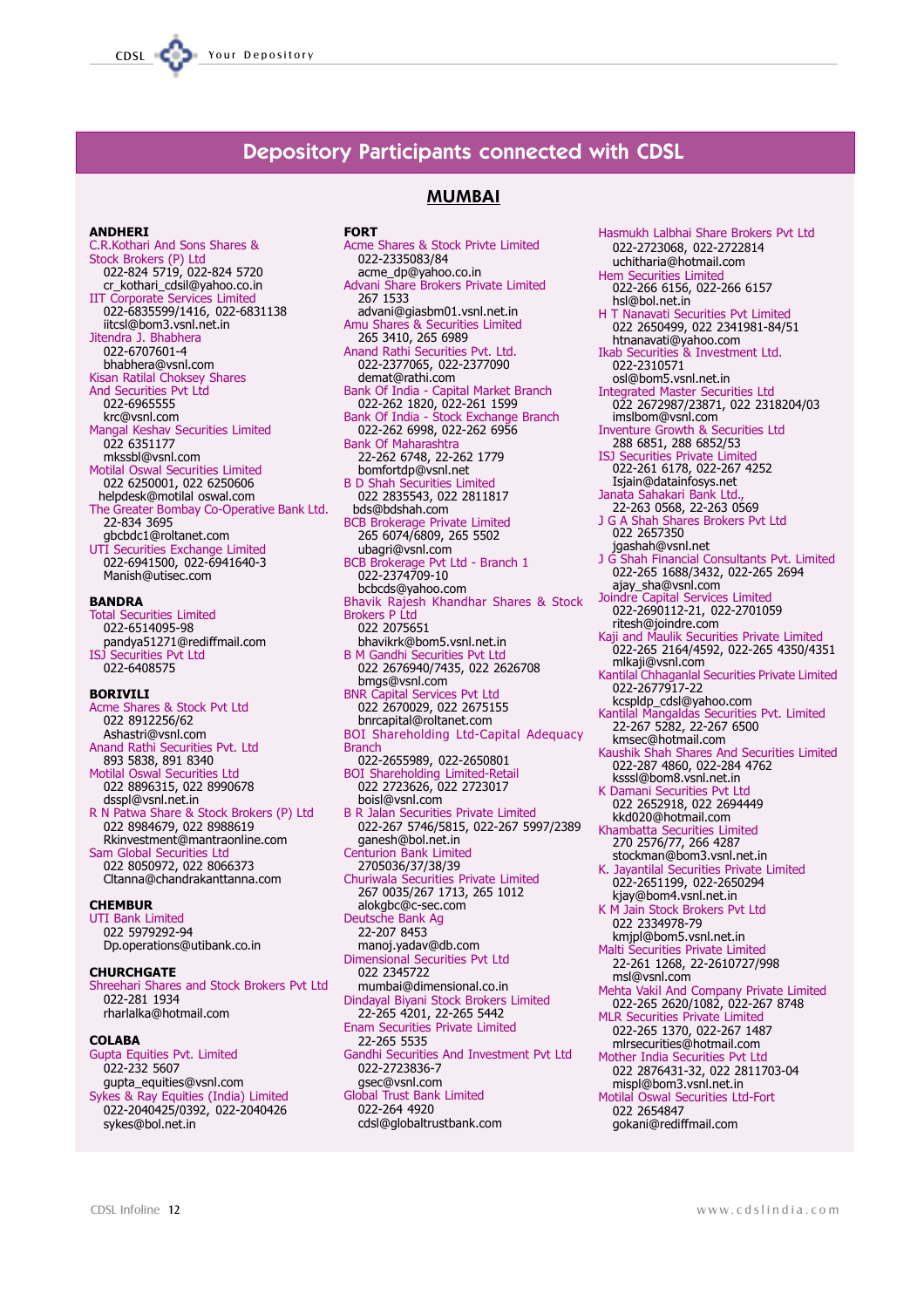# Depository Participants connected with CDSL

## MUMBAI

### ANDHERI

C.R.Kothari And Sons Shares & Stock Brokers (P) Ltd
022-824 5719, 022-824 5720
cr_kothari_cdsil@yahoo.co.in

IIT Corporate Services Limited
022-6835599/1416, 022-6831138
iitcsl@bom3.vsnl.net.in

Jitendra J. Bhabhera
022-6707601-4
bhabhera@vsnl.com

Kisan Ratilal Choksey Shares And Securities Pvt Ltd
022-6965555
krc@vsnl.com

Mangal Keshav Securities Limited
022 6351177
mkssbl@vsnl.com

Motilal Oswal Securities Limited
022 6250001, 022 6250606
helpdesk@motilal oswal.com

The Greater Bombay Co-Operative Bank Ltd.
22-834 3695
gbcbdc1@roltanet.com

UTI Securities Exchange Limited
022-6941500, 022-6941640-3
Manish@utisec.com

### BANDRA

Total Securities Limited
022-6514095-98
pandya51271@rediffmail.com

ISJ Securities Pvt Ltd
022-6408575

### BORIVILI

Acme Shares & Stock Pvt Ltd
022 8912256/62
Ashastri@vsnl.com

Anand Rathi Securities Pvt. Ltd
893 5838, 891 8340

Motilal Oswal Securities Ltd
022 8896315, 022 8990678
dsspl@vsnl.net.in

R N Patwa Share & Stock Brokers (P) Ltd
022 8984679, 022 8988619
Rkinvestment@mantraonline.com

Sam Global Securities Ltd
022 8050972, 022 8066373
Cltanna@chandrakanttanna.com

### CHEMBUR

UTI Bank Limited
022 5979292-94
Dp.operations@utibank.co.in

### CHURCHGATE

Shreehari Shares and Stock Brokers Pvt Ltd
022-281 1934
rharlalka@hotmail.com

### COLABA

Gupta Equities Pvt. Limited
022-232 5607
gupta_equities@vsnl.com

Sykes & Ray Equities (India) Limited
022-2040425/0392, 022-2040426
sykes@bol.net.in

### FORT

Acme Shares & Stock Privte Limited
022-2335083/84
acme_dp@yahoo.co.in

Advani Share Brokers Private Limited
267 1533
advani@giasbm01.vsnl.net.in

Amu Shares & Securities Limited
265 3410, 265 6989

Anand Rathi Securities Pvt. Ltd.
022-2377065, 022-2377090
demat@rathi.com

Bank Of India - Capital Market Branch
022-262 1820, 022-261 1599

Bank Of India - Stock Exchange Branch
022-262 6998, 022-262 6956

Bank Of Maharashtra
22-262 6748, 22-262 1779
bomfortdp@vsnl.net

B D Shah Securities Limited
022 2835543, 022 2811817
bds@bdshah.com

BCB Brokerage Private Limited
265 6074/6809, 265 5502
ubagri@vsnl.com

BCB Brokerage Pvt Ltd - Branch 1
022-2374709-10
bcbcds@yahoo.com

Bhavik Rajesh Khandhar Shares & Stock Brokers P Ltd
022 2075651
bhavikrk@bom5.vsnl.net.in

B M Gandhi Securities Pvt Ltd
022 2676940/7435, 022 2626708
bmgs@vsnl.com

BNR Capital Services Pvt Ltd
022 2670029, 022 2675155
bnrcapital@roltanet.com

BOI Shareholding Ltd-Capital Adequacy Branch
022-2655989, 022-2650801

BOI Shareholding Limited-Retail
022 2723626, 022 2723017
boisl@vsnl.com

B R Jalan Securities Private Limited
022-267 5746/5815, 022-267 5997/2389
ganesh@bol.net.in

Centurion Bank Limited
2705036/37/38/39

Churiwala Securities Private Limited
267 0035/267 1713, 265 1012
alokgbc@c-sec.com

Deutsche Bank Ag
22-207 8453
manoj.yadav@db.com

Dimensional Securities Pvt Ltd
022 2345722
mumbai@dimensional.co.in

Dindayal Biyani Stock Brokers Limited
22-265 4201, 22-265 5442

Enam Securities Private Limited
22-265 5535

Gandhi Securities And Investment Pvt Ltd
022-2723836-7
gsec@vsnl.net.in

Global Trust Bank Limited
022-264 4920
cdsl@globaltrustbank.com

Hasmukh Lalbhai Share Brokers Pvt Ltd
022-2723068, 022-2722814
uchitharia@hotmail.com

Hem Securities Limited
022-266 6156, 022-266 6157
hsl@bol.net.in

H T Nanavati Securities Pvt Limited
022 2650499, 022 2341981-84/51
htnanavati@yahoo.com

Ikab Securities & Investment Ltd.
022-2310571
osl@bom5.vsnl.net.in

Integrated Master Securities Ltd
022 2672987/23871, 022 2318204/03
imslbom@vsnl.com

Inventure Growth & Securities Ltd
288 6851, 288 6852/53

ISJ Securities Private Limited
022-261 6178, 022-267 4252
Isjain@datainfosys.net

Janata Sahakari Bank Ltd.,
22-263 0568, 22-263 0569

J G A Shah Shares Brokers Pvt Ltd
022 2657350
jgashah@vsnl.net

J G Shah Financial Consultants Pvt. Limited
022-265 1688/3432, 022-265 2694
ajay_sha@vsnl.com

Joindre Capital Services Limited
022-2690112-21, 022-2701059
ritesh@joindre.com

Kaji and Maulik Securities Private Limited
022-265 2164/4592, 022-265 4350/4351
mlkaji@vsnl.com

Kantilal Chhaganlal Securities Private Limited
022-2677917-22
kcspldp_cdsl@yahoo.com

Kantilal Mangaldas Securities Pvt. Limited
22-267 5282, 22-267 6500
kmsec@hotmail.com

Kaushik Shah Shares And Securities Limited
022-287 4860, 022-284 4762
ksssl@bom8.vsnl.net.in

K Damani Securities Pvt Ltd
022 2652918, 022 2694449
kkd020@hotmail.com

Khambatta Securities Limited
270 2576/77, 266 4287
stockman@bom3.vsnl.net.in

K. Jayantilal Securities Private Limited
022-2651199, 022-2650294
kjay@bom4.vsnl.net.in

K M Jain Stock Brokers Pvt Ltd
022 2334978-79
kmjpl@bom5.vsnl.net.in

Malti Securities Private Limited
22-261 1268, 22-2610727/998
msl@vsnl.com

Mehta Vakil And Company Private Limited
022-265 2620/1082, 022-267 8748

MLR Securities Private Limited
022-265 1370, 022-267 1487
mlrsecurities@hotmail.com

Mother India Securities Pvt Ltd
022 2876431-32, 022 2811703-04
mispl@bom3.vsnl.net.in

Motilal Oswal Securities Ltd-Fort
022 2654847
gokani@rediffmail.com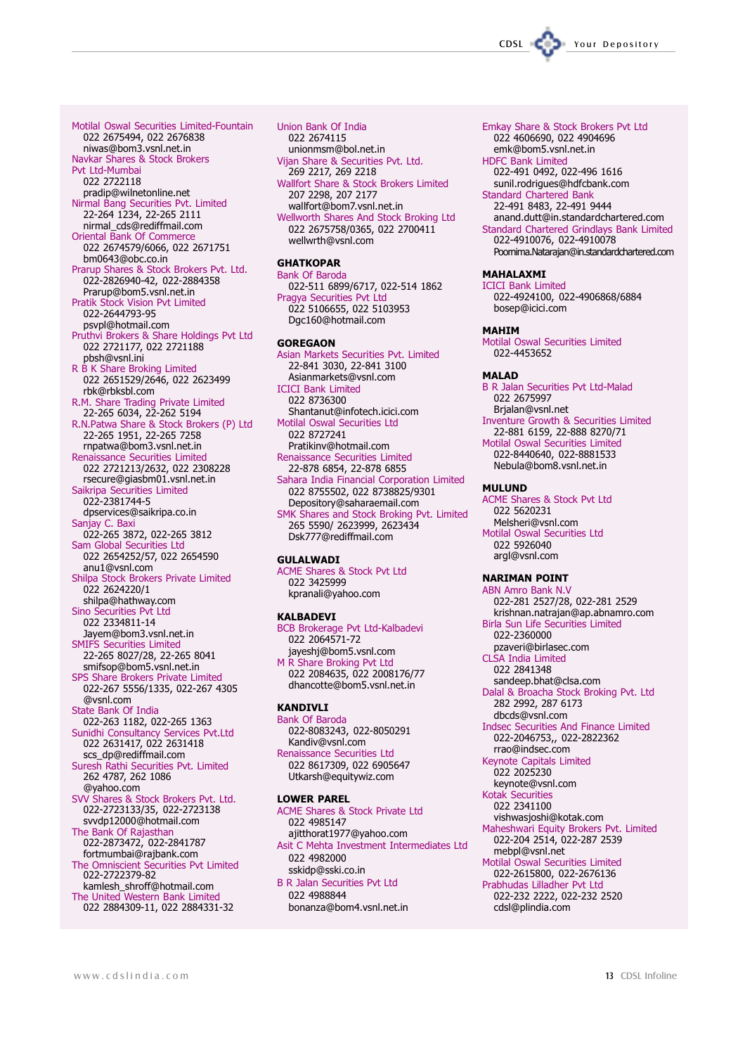Motilal Oswal Securities Limited-Fountain
022 2675494, 022 2676838
niwas@bom3.vsnl.net.in

Navkar Shares & Stock Brokers Pvt Ltd-Mumbai
022 2722118
pradip@wilnetonline.net

Nirmal Bang Securities Pvt. Limited
22-264 1234, 22-265 2111
nirmal_cds@rediffmail.com

Oriental Bank Of Commerce
022 2674579/6066, 022 2671751
bm0643@obc.co.in

Prarup Shares & Stock Brokers Pvt. Ltd.
022-2826940-42, 022-2884358
Prarup@bom5.vsnl.net.in

Pratik Stock Vision Pvt Limited
022-2644793-95
psvpl@hotmail.com

Pruthvi Brokers & Share Holdings Pvt Ltd
022 2721177, 022 2721188
pbsh@vsnl.ini

R B K Share Broking Limited
022 2651529/2646, 022 2623499
rbk@rbksbl.com

R.M. Share Trading Private Limited
22-265 6034, 22-262 5194

R.N.Patwa Share & Stock Brokers (P) Ltd
22-265 1951, 22-265 7258
rnpatwa@bom3.vsnl.net.in

Renaissance Securities Limited
022 2721213/2632, 022 2308228
rsecure@giasbm01.vsnl.net.in

Saikripa Securities Limited
022-2381744-5
dpservices@saikripa.co.in

Sanjay C. Baxi
022-265 3872, 022-265 3812

Sam Global Securities Ltd
022 2654252/57, 022 2654590
anu1@vsnl.com

Shilpa Stock Brokers Private Limited
022 2624220/1
shilpa@hathway.com

Sino Securities Pvt Ltd
022 2334811-14
Jayem@bom3.vsnl.net.in

SMIFS Securities Limited
22-265 8027/28, 22-265 8041
smifsop@bom5.vsnl.net.in

SPS Share Brokers Private Limited
022-267 5556/1335, 022-267 4305
@vsnl.com

State Bank Of India
022-263 1182, 022-265 1363

Sunidhi Consultancy Services Pvt.Ltd
022 2631417, 022 2631418
scs_dp@rediffmail.com

Suresh Rathi Securities Pvt. Limited
262 4787, 262 1086
@yahoo.com

SVV Shares & Stock Brokers Pvt. Ltd.
022-2723133/35, 022-2723138
svvdp12000@hotmail.com

The Bank Of Rajasthan
022-2873472, 022-2841787
fortmumbai@rajbank.com

The Omniscient Securities Pvt Limited
022-2722379-82
kamlesh_shroff@hotmail.com

The United Western Bank Limited
022 2884309-11, 022 2884331-32

Union Bank Of India
022 2674115
unionmsm@bol.net.in

Vijan Share & Securities Pvt. Ltd.
269 2217, 269 2218

Wallfort Share & Stock Brokers Limited
207 2298, 207 2177
wallfort@bom7.vsnl.net.in

Wellworth Shares And Stock Broking Ltd
022 2675758/0365, 022 2700411
wellwrth@vsnl.com

**GHATKOPAR**

Bank Of Baroda
022-511 6899/6717, 022-514 1862

Pragya Securities Pvt Ltd
022 5106655, 022 5103953
Dgc160@hotmail.com

**GOREGAON**

Asian Markets Securities Pvt. Limited
22-841 3030, 22-841 3100
Asianmarkets@vsnl.com

ICICI Bank Limited
022 8736300
Shantanut@infotech.icici.com

Motilal Oswal Securities Ltd
022 8727241
Pratikinv@hotmail.com

Renaissance Securities Limited
22-878 6854, 22-878 6855

Sahara India Financial Corporation Limited
022 8755502, 022 8738825/9301
Depository@saharaemail.com

SMK Shares and Stock Broking Pvt. Limited
265 5590/ 2623999, 2623434
Dsk777@rediffmail.com

**GULALWADI**

ACME Shares & Stock Pvt Ltd
022 3425999
kpranali@yahoo.com

**KALBADEVI**

BCB Brokerage Pvt Ltd-Kalbadevi
022 2064571-72
jayeshj@bom5.vsnl.com

M R Share Broking Pvt Ltd
022 2084635, 022 2008176/77
dhancotte@bom5.vsnl.net.in

**KANDIVLI**

Bank Of Baroda
022-8083243, 022-8050291
Kandiv@vsnl.com

Renaissance Securities Ltd
022 8617309, 022 6905647
Utkarsh@equitywiz.com

**LOWER PAREL**

ACME Shares & Stock Private Ltd
022 4985147
ajitthorat1977@yahoo.com

Asit C Mehta Investment Intermediates Ltd
022 4982000
sskidp@sski.co.in

B R Jalan Securities Pvt Ltd
022 4988844
bonanza@bom4.vsnl.net.in

Emkay Share & Stock Brokers Pvt Ltd
022 4606690, 022 4904696
emk@bom5.vsnl.net.in

HDFC Bank Limited
022-491 0492, 022-496 1616
sunil.rodrigues@hdfcbank.com

Standard Chartered Bank
22-491 8483, 22-491 9444
anand.dutt@in.standardchartered.com

Standard Chartered Grindlays Bank Limited
022-4910076, 022-4910078
Poornima.Natarajan@in.standardchartered.com

**MAHALAXMI**

ICICI Bank Limited
022-4924100, 022-4906868/6884
bosep@icici.com

**MAHIM**

Motilal Oswal Securities Limited
022-4453652

**MALAD**

B R Jalan Securities Pvt Ltd-Malad
022 2675997
Brjalan@vsnl.net

Inventure Growth & Securities Limited
22-881 6159, 22-888 8270/71

Motilal Oswal Securities Limited
022-8440640, 022-8881533
Nebula@bom8.vsnl.net.in

**MULUND**

ACME Shares & Stock Pvt Ltd
022 5620231
Melsheri@vsnl.com

Motilal Oswal Securities Ltd
022 5926040
argl@vsnl.com

**NARIMAN POINT**

ABN Amro Bank N.V
022-281 2527/28, 022-281 2529
krishnan.natrajan@ap.abnamro.com

Birla Sun Life Securities Limited
022-2360000
pzaveri@birlasec.com

CLSA India Limited
022 2841348
sandeep.bhat@clsa.com

Dalal & Broacha Stock Broking Pvt. Ltd
282 2992, 287 6173
dbcds@vsnl.com

Indsec Securities And Finance Limited
022-2046753,, 022-2822362
rrao@indsec.com

Keynote Capitals Limited
022 2025230
keynote@vsnl.com

Kotak Securities
022 2341100
vishwasjoshi@kotak.com

Maheshwari Equity Brokers Pvt. Limited
022-204 2514, 022-287 2539
mebpl@vsnl.net

Motilal Oswal Securities Limited
022-2615800, 022-2676136

Prabhudas Lilladher Pvt Ltd
022-232 2222, 022-232 2520
cdsl@plindia.com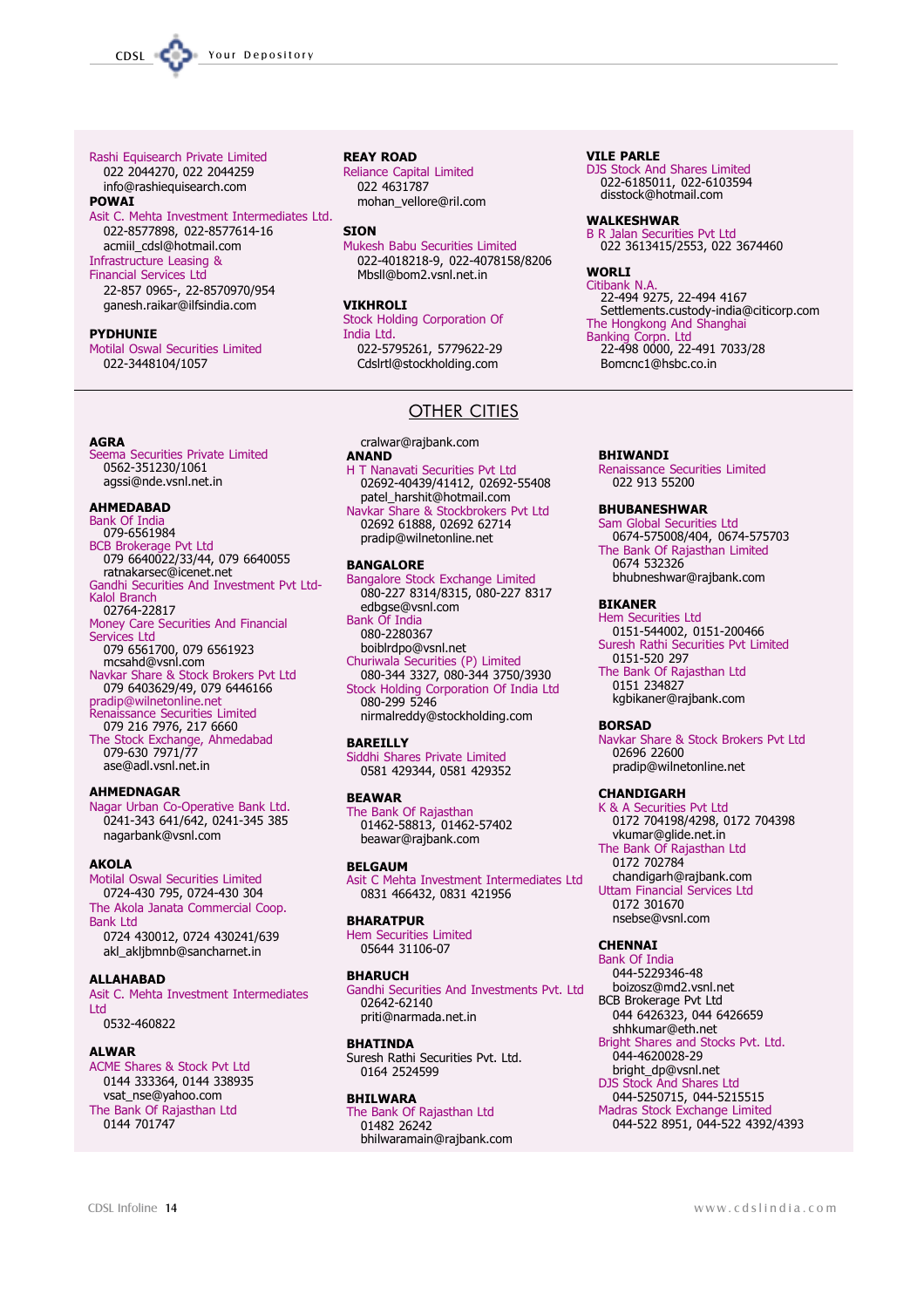Rashi Equisearch Private Limited
022 2044270, 022 2044259
info@rashiequisearch.com

**POWAI**

Asit C. Mehta Investment Intermediates Ltd.
022-8577898, 022-8577614-16
acmiil_cdsl@hotmail.com

Infrastructure Leasing & Financial Services Ltd
22-857 0965-, 22-8570970/954
ganesh.raikar@ilfsindia.com

**PYDHUNIE**

Motilal Oswal Securities Limited
022-3448104/1057

**REAY ROAD**

Reliance Capital Limited
022 4631787
mohan_vellore@ril.com

**SION**

Mukesh Babu Securities Limited
022-4018218-9, 022-4078158/8206
Mbsll@bom2.vsnl.net.in

**VIKHROLI**

Stock Holding Corporation Of India Ltd.
022-5795261, 5779622-29
Cdslrtl@stockholding.com

**VILE PARLE**

DJS Stock And Shares Limited
022-6185011, 022-6103594
disstock@hotmail.com

**WALKESHWAR**

B R Jalan Securities Pvt Ltd
022 3613415/2553, 022 3674460

**WORLI**

Citibank N.A.
22-494 9275, 22-494 4167
Settlements.custody-india@citicorp.com

The Hongkong And Shanghai Banking Corpn. Ltd
22-498 0000, 22-491 7033/28
Bomcnc1@hsbc.co.in

## OTHER CITIES

**AGRA**

Seema Securities Private Limited
0562-351230/1061
agssi@nde.vsnl.net.in

**AHMEDABAD**

Bank Of India
079-6561984

BCB Brokerage Pvt Ltd
079 6640022/33/44, 079 6640055
ratnakarsec@icenet.net

Gandhi Securities And Investment Pvt Ltd-Kalol Branch
02764-22817

Money Care Securities And Financial Services Ltd
079 6561700, 079 6561923
mcsahd@vsnl.com

Navkar Share & Stock Brokers Pvt Ltd
079 6403629/49, 079 6446166
pradip@wilnetonline.net

Renaissance Securities Limited
079 216 7976, 217 6660

The Stock Exchange, Ahmedabad
079-630 7971/77
ase@adl.vsnl.net.in

**AHMEDNAGAR**

Nagar Urban Co-Operative Bank Ltd.
0241-343 641/642, 0241-345 385
nagarbank@vsnl.com

**AKOLA**

Motilal Oswal Securities Limited
0724-430 795, 0724-430 304

The Akola Janata Commercial Coop. Bank Ltd
0724 430012, 0724 430241/639
akl_akljbmnb@sancharnet.in

**ALLAHABAD**

Asit C. Mehta Investment Intermediates Ltd
0532-460822

**ALWAR**

ACME Shares & Stock Pvt Ltd
0144 333364, 0144 338935
vsat_nse@yahoo.com

The Bank Of Rajasthan Ltd
0144 701747
cralwar@rajbank.com

**ANAND**

H T Nanavati Securities Pvt Ltd
02692-40439/41412, 02692-55408
patel_harshit@hotmail.com

Navkar Share & Stockbrokers Pvt Ltd
02692 61888, 02692 62714
pradip@wilnetonline.net

**BANGALORE**

Bangalore Stock Exchange Limited
080-227 8314/8315, 080-227 8317
edbgse@vsnl.com

Bank Of India
080-2280367
boiblrdpo@vsnl.net

Churiwala Securities (P) Limited
080-344 3327, 080-344 3750/3930

Stock Holding Corporation Of India Ltd
080-299 5246
nirmalreddy@stockholding.com

**BAREILLY**

Siddhi Shares Private Limited
0581 429344, 0581 429352

**BEAWAR**

The Bank Of Rajasthan
01462-58813, 01462-57402
beawar@rajbank.com

**BELGAUM**

Asit C Mehta Investment Intermediates Ltd
0831 466432, 0831 421956

**BHARATPUR**

Hem Securities Limited
05644 31106-07

**BHARUCH**

Gandhi Securities And Investments Pvt. Ltd
02642-62140
priti@narmada.net.in

**BHATINDA**

Suresh Rathi Securities Pvt. Ltd.
0164 2524599

**BHILWARA**

The Bank Of Rajasthan Ltd
01482 26242
bhilwaramain@rajbank.com

**BHIWANDI**

Renaissance Securities Limited
022 913 55200

**BHUBANESHWAR**

Sam Global Securities Ltd
0674-575008/404, 0674-575703

The Bank Of Rajasthan Limited
0674 532326
bhubneshwar@rajbank.com

**BIKANER**

Hem Securities Ltd
0151-544002, 0151-200466

Suresh Rathi Securities Pvt Limited
0151-520 297

The Bank Of Rajasthan Ltd
0151 234827
kgbikaner@rajbank.com

**BORSAD**

Navkar Share & Stock Brokers Pvt Ltd
02696 22600
pradip@wilnetonline.net

**CHANDIGARH**

K & A Securities Pvt Ltd
0172 704198/4298, 0172 704398
vkumar@glide.net.in

The Bank Of Rajasthan Ltd
0172 702784
chandigarh@rajbank.com

Uttam Financial Services Ltd
0172 301670
nsebse@vsnl.com

**CHENNAI**

Bank Of India
044-5229346-48
boizosz@md2.vsnl.net

BCB Brokerage Pvt Ltd
044 6426323, 044 6426659
shhkumar@eth.net

Bright Shares and Stocks Pvt. Ltd.
044-4620028-29
bright_dp@vsnl.net

DJS Stock And Shares Ltd
044-5250715, 044-5215515

Madras Stock Exchange Limited
044-522 8951, 044-522 4392/4393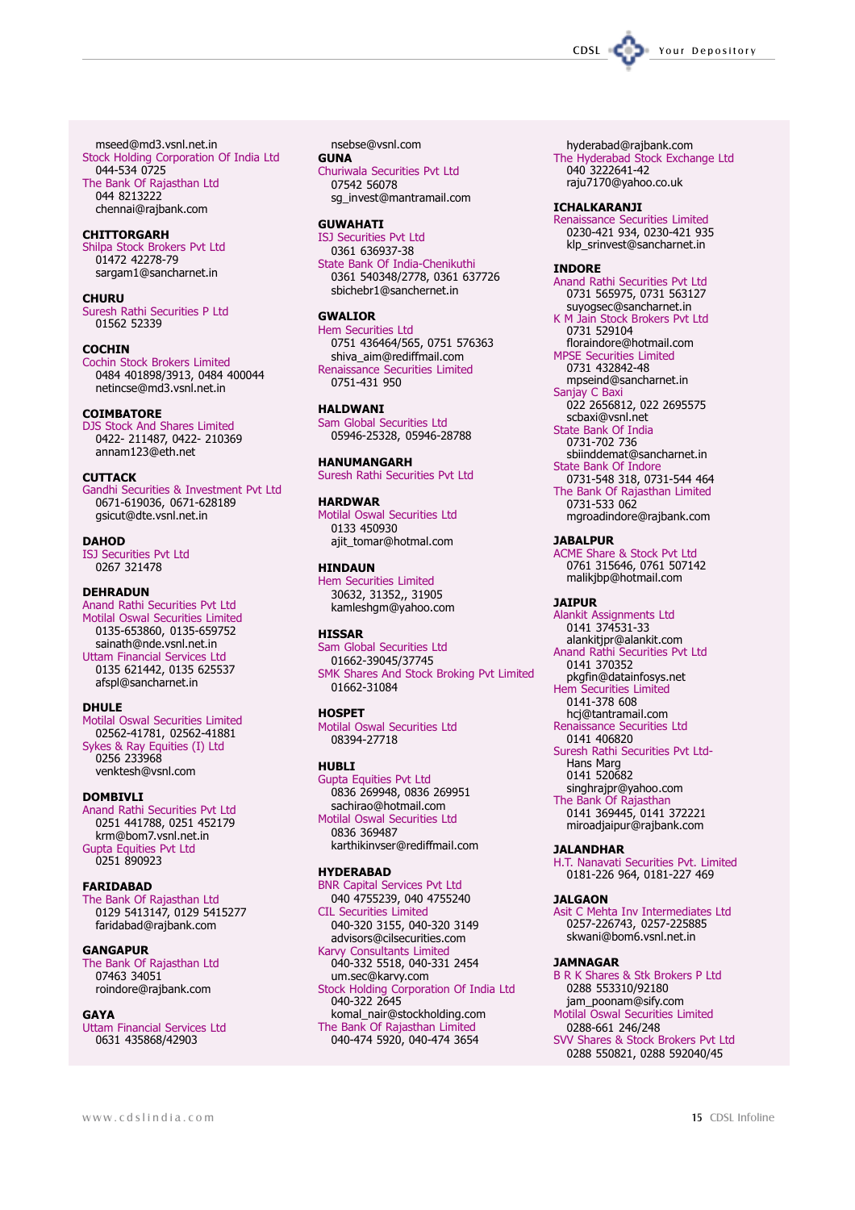mseed@md3.vsnl.net.in
Stock Holding Corporation Of India Ltd
044-534 0725
The Bank Of Rajasthan Ltd
044 8213222
chennai@rajbank.com

**CHITTORGARH**
Shilpa Stock Brokers Pvt Ltd
01472 42278-79
sargam1@sancharnet.in

**CHURU**
Suresh Rathi Securities P Ltd
01562 52339

**COCHIN**
Cochin Stock Brokers Limited
0484 401898/3913, 0484 400044
netincse@md3.vsnl.net.in

**COIMBATORE**
DJS Stock And Shares Limited
0422- 211487, 0422- 210369
annam123@eth.net

**CUTTACK**
Gandhi Securities & Investment Pvt Ltd
0671-619036, 0671-628189
gsicut@dte.vsnl.net.in

**DAHOD**
ISJ Securities Pvt Ltd
0267 321478

**DEHRADUN**
Anand Rathi Securities Pvt Ltd
Motilal Oswal Securities Limited
0135-653860, 0135-659752
sainath@nde.vsnl.net.in
Uttam Financial Services Ltd
0135 621442, 0135 625537
afspl@sancharnet.in

**DHULE**
Motilal Oswal Securities Limited
02562-41781, 02562-41881
Sykes & Ray Equities (I) Ltd
0256 233968
venktesh@vsnl.com

**DOMBIVLI**
Anand Rathi Securities Pvt Ltd
0251 441788, 0251 452179
krm@bom7.vsnl.net.in
Gupta Equities Pvt Ltd
0251 890923

**FARIDABAD**
The Bank Of Rajasthan Ltd
0129 5413147, 0129 5415277
faridabad@rajbank.com

**GANGAPUR**
The Bank Of Rajasthan Ltd
07463 34051
roindore@rajbank.com

**GAYA**
Uttam Financial Services Ltd
0631 435868/42903
nsebse@vsnl.com

**GUNA**
Churiwala Securities Pvt Ltd
07542 56078
sg_invest@mantramail.com

**GUWAHATI**
ISJ Securities Pvt Ltd
0361 636937-38
State Bank Of India-Chenikuthi
0361 540348/2778, 0361 637726
sbichebr1@sanchernet.in

**GWALIOR**
Hem Securities Ltd
0751 436464/565, 0751 576363
shiva_aim@rediffmail.com
Renaissance Securities Limited
0751-431 950

**HALDWANI**
Sam Global Securities Ltd
05946-25328, 05946-28788

**HANUMANGARH**
Suresh Rathi Securities Pvt Ltd

**HARDWAR**
Motilal Oswal Securities Ltd
0133 450930
ajit_tomar@hotmal.com

**HINDAUN**
Hem Securities Limited
30632, 31352,, 31905
kamleshgm@yahoo.com

**HISSAR**
Sam Global Securities Ltd
01662-39045/37745
SMK Shares And Stock Broking Pvt Limited
01662-31084

**HOSPET**
Motilal Oswal Securities Ltd
08394-27718

**HUBLI**
Gupta Equities Pvt Ltd
0836 269948, 0836 269951
sachirao@hotmail.com
Motilal Oswal Securities Ltd
0836 369487
karthikinvser@rediffmail.com

**HYDERABAD**
BNR Capital Services Pvt Ltd
040 4755239, 040 4755240
CIL Securities Limited
040-320 3155, 040-320 3149
advisors@cilsecurities.com
Karvy Consultants Limited
040-332 5518, 040-331 2454
um.sec@karvy.com
Stock Holding Corporation Of India Ltd
040-322 2645
komal_nair@stockholding.com
The Bank Of Rajasthan Limited
040-474 5920, 040-474 3654
hyderabad@rajbank.com
The Hyderabad Stock Exchange Ltd
040 3222641-42
raju7170@yahoo.co.uk

**ICHALKARANJI**
Renaissance Securities Limited
0230-421 934, 0230-421 935
klp_srinvest@sancharnet.in

**INDORE**
Anand Rathi Securities Pvt Ltd
0731 565975, 0731 563127
suyogsec@sancharnet.in
K M Jain Stock Brokers Pvt Ltd
0731 529104
floraindore@hotmail.com
MPSE Securities Limited
0731 432842-48
mpseind@sancharnet.in
Sanjay C Baxi
022 2656812, 022 2695575
scbaxi@vsnl.net
State Bank Of India
0731-702 736
sbiinddemat@sancharnet.in
State Bank Of Indore
0731-548 318, 0731-544 464
The Bank Of Rajasthan Limited
0731-533 062
mgroadindore@rajbank.com

**JABALPUR**
ACME Share & Stock Pvt Ltd
0761 315646, 0761 507142
malikjbp@hotmail.com

**JAIPUR**
Alankit Assignments Ltd
0141 374531-33
alankitjpr@alankit.com
Anand Rathi Securities Pvt Ltd
0141 370352
pkgfin@datainfosys.net
Hem Securities Limited
0141-378 608
hcj@tantramail.com
Renaissance Securities Ltd
0141 406820
Suresh Rathi Securities Pvt Ltd-
Hans Marg
0141 520682
singhrajpr@yahoo.com
The Bank Of Rajasthan
0141 369445, 0141 372221
miroadjaipur@rajbank.com

**JALANDHAR**
H.T. Nanavati Securities Pvt. Limited
0181-226 964, 0181-227 469

**JALGAON**
Asit C Mehta Inv Intermediates Ltd
0257-226743, 0257-225885
skwani@bom6.vsnl.net.in

**JAMNAGAR**
B R K Shares & Stk Brokers P Ltd
0288 553310/92180
jam_poonam@sify.com
Motilal Oswal Securities Limited
0288-661 246/248
SVV Shares & Stock Brokers Pvt Ltd
0288 550821, 0288 592040/45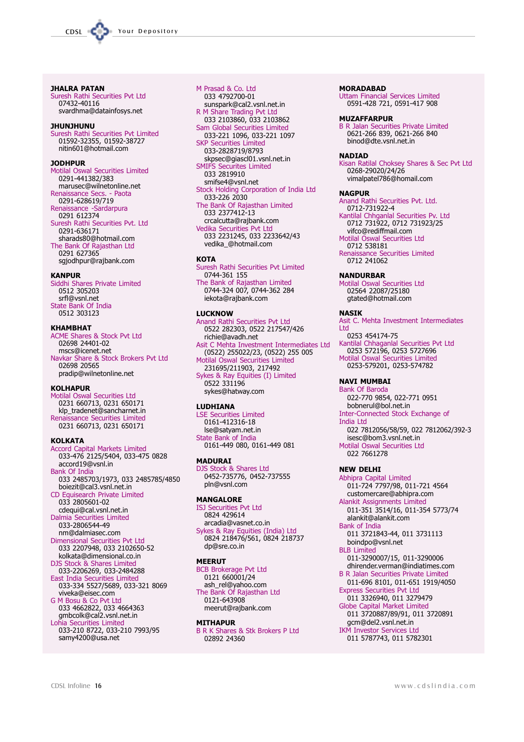**JHALRA PATAN**
Suresh Rathi Securities Pvt Ltd
07432-40116
svardhma@datainfosys.net

**JHUNJHUNU**
Suresh Rathi Securities Pvt Limited
01592-32355, 01592-38727
nitin601@hotmail.com

**JODHPUR**
Motilal Oswal Securities Limited
0291-441382/383
marusec@wilnetonline.net
Renaissance Secs. - Paota
0291-628619/719
Renaissance -Sardarpura
0291 612374
Suresh Rathi Securities Pvt. Ltd
0291-636171
sharads80@hotmail.com
The Bank Of Rajasthan Ltd
0291 627365
sgjodhpur@rajbank.com

**KANPUR**
Siddhi Shares Private Limited
0512 305203
srfl@vsnl.net
State Bank Of India
0512 303123

**KHAMBHAT**
ACME Shares & Stock Pvt Ltd
02698 24401-02
mscs@icenet.net
Navkar Share & Stock Brokers Pvt Ltd
02698 20565
pradip@wilnetonline.net

**KOLHAPUR**
Motilal Oswal Securities Ltd
0231 660713, 0231 650171
klp_tradenet@sancharnet.in
Renaissance Securities Limited
0231 660713, 0231 650171

**KOLKATA**
Accord Capital Markets Limited
033-476 2125/5404, 033-475 0828
accord19@vsnl.in
Bank Of India
033 2485703/1973, 033 2485785/4850
boiezit@cal3.vsnl.net.in
CD Equisearch Private Limited
033 2805601-02
cdequi@cal.vsnl.net.in
Dalmia Securities Limited
033-2806544-49
nm@dalmiasec.com
Dimensional Securities Pvt Ltd
033 2207948, 033 2102650-52
kolkata@dimensional.co.in
DJS Stock & Shares Limited
033-2206269, 033-2484288
East India Securities Limited
033-334 5527/5689, 033-321 8069
viveka@eisec.com
G M Bosu & Co Pvt Ltd
033 4662822, 033 4664363
gmbcolk@cal2.vsnl.net.in
Lohia Securities Limited
033-210 8722, 033-210 7993/95
samy4200@usa.net
M Prasad & Co. Ltd
033 4792700-01
sunspark@cal2.vsnl.net.in
R M Share Trading Pvt Ltd
033 2103860, 033 2103862
Sam Global Securities Limited
033-221 1096, 033-221 1097
SKP Securities Limited
033-2828719/8793
skpsec@giascl01.vsnl.net.in
SMIFS Securites Limited
033 2819910
smifse4@vsnl.net
Stock Holding Corporation of India Ltd
033-226 2030
The Bank Of Rajasthan Limited
033 2377412-13
crcalcutta@rajbank.com
Vedika Securities Pvt Ltd
033 2231245, 033 2233642/43
vedika_@hotmail.com

**KOTA**
Suresh Rathi Securities Pvt Limited
0744-361 155
The Bank of Rajasthan Limited
0744-324 007, 0744-362 284
iekota@rajbank.com

**LUCKNOW**
Anand Rathi Securities Pvt Ltd
0522 282303, 0522 217547/426
richie@avadh.net
Asit C Mehta Investment Intermediates Ltd
(0522) 255022/23, (0522) 255 005
Motilal Oswal Securities Limited
231695/211903, 217492
Sykes & Ray Equities (I) Limited
0522 331196
sykes@hatway.com

**LUDHIANA**
LSE Securities Limited
0161-412316-18
lse@satyam.net.in
State Bank of India
0161-449 080, 0161-449 081

**MADURAI**
DJS Stock & Shares Ltd
0452-735776, 0452-737555
pln@vsnl.com

**MANGALORE**
ISJ Securities Pvt Ltd
0824 429614
arcadia@vasnet.co.in
Sykes & Ray Equities (India) Ltd
0824 218476/561, 0824 218737
dp@sre.co.in

**MEERUT**
BCB Brokerage Pvt Ltd
0121 660001/24
ash_rel@yahoo.com
The Bank Of Rajasthan Ltd
0121-643908
meerut@rajbank.com

**MITHAPUR**
B R K Shares & Stk Brokers P Ltd
02892 24360

**MORADABAD**
Uttam Financial Services Limited
0591-428 721, 0591-417 908

**MUZAFFARPUR**
B R Jalan Securities Private Limited
0621-266 839, 0621-266 840
binod@dte.vsnl.net.in

**NADIAD**
Kisan Ratilal Choksey Shares & Sec Pvt Ltd
0268-29020/24/26
vimalpatel786@homail.com

**NAGPUR**
Anand Rathi Securities Pvt. Ltd.
0712-731922-4
Kantilal Chhganlal Securities Pv. Ltd
0712 731922, 0712 731923/25
vifco@rediffmail.com
Motilal Oswal Securities Ltd
0712 538181
Renaissance Securities Limited
0712 241062

**NANDURBAR**
Motilal Oswal Securities Ltd
02564 22087/25180
gtated@hotmail.com

**NASIK**
Asit C. Mehta Investment Intermediates Ltd
0253 454174-75
Kantilal Chhaganlal Securities Pvt Ltd
0253 572196, 0253 5727696
Motilal Oswal Securities Limited
0253-579201, 0253-574782

**NAVI MUMBAI**
Bank Of Baroda
022-770 9854, 022-771 0951
bobnerul@bol.net.in
Inter-Connected Stock Exchange of India Ltd
022 7812056/58/59, 022 7812062/392-3
isesc@bom3.vsnl.net.in
Motilal Oswal Securities Ltd
022 7661278

**NEW DELHI**
Abhipra Capital Limited
011-724 7797/98, 011-721 4564
customercare@abhipra.com
Alankit Assignments Limited
011-351 3514/16, 011-354 5773/74
alankit@alankit.com
Bank of India
011 3721843-44, 011 3731113
boindpo@vsnl.net
BLB Limited
011-3290007/15, 011-3290006
dhirender.verman@indiatimes.com
B R Jalan Securities Private Limited
011-696 8101, 011-651 1919/4050
Express Securities Pvt Ltd
011 3326940, 011 3279479
Globe Capital Market Limited
011 3720887/89/91, 011 3720891
gcm@del2.vsnl.net.in
IKM Investor Services Ltd
011 5787743, 011 5782301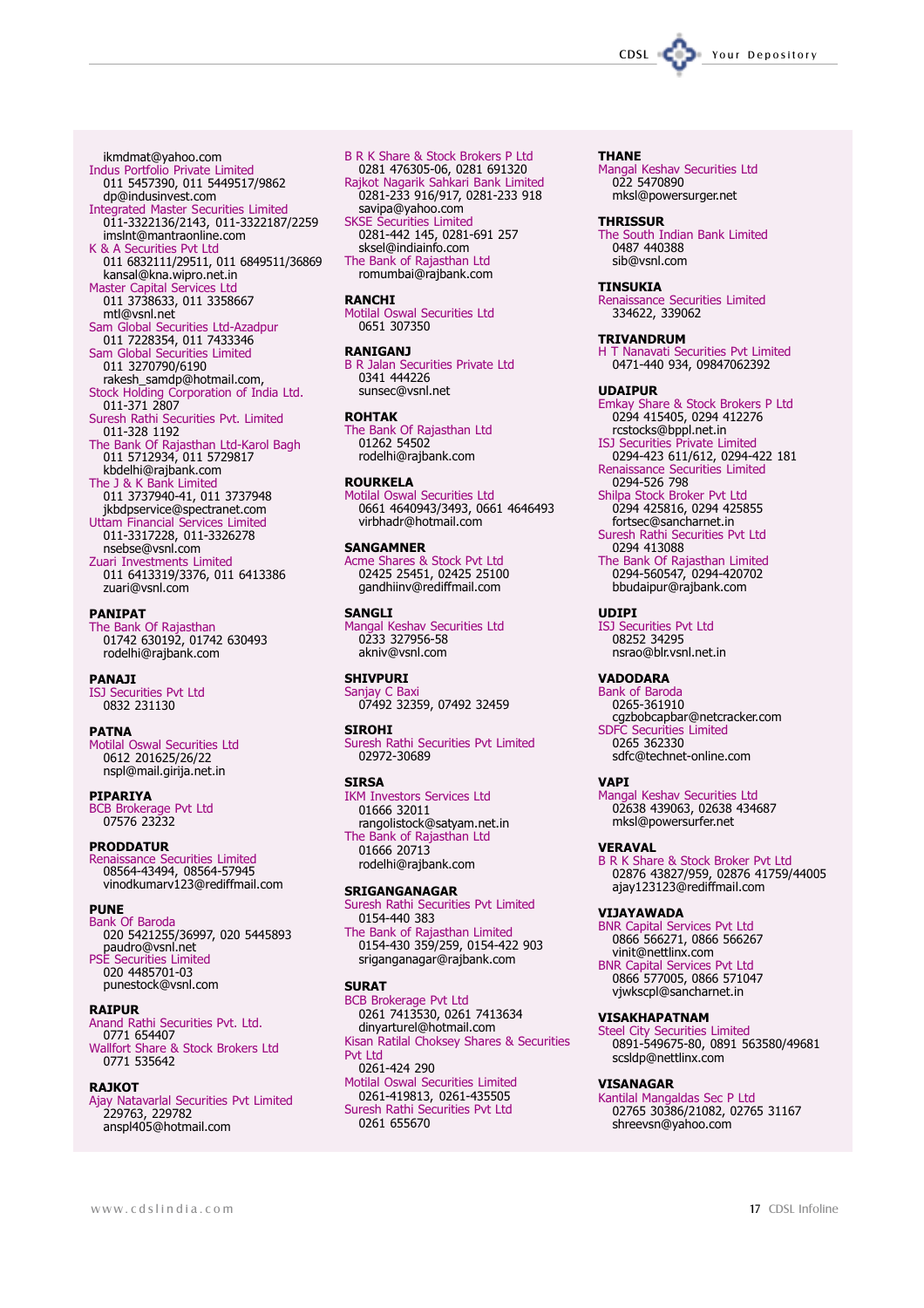ikmdmat@yahoo.com

Indus Portfolio Private Limited
011 5457390, 011 5449517/9862
dp@indusinvest.com

Integrated Master Securities Limited
011-3322136/2143, 011-3322187/2259
imslnt@mantraonline.com

K & A Securities Pvt Ltd
011 6832111/29511, 011 6849511/36869
kansal@kna.wipro.net.in

Master Capital Services Ltd
011 3738633, 011 3358667
mtl@vsnl.net

Sam Global Securities Ltd-Azadpur
011 7228354, 011 7433346

Sam Global Securities Limited
011 3270790/6190
rakesh_samdp@hotmail.com,

Stock Holding Corporation of India Ltd.
011-371 2807

Suresh Rathi Securities Pvt. Limited
011-328 1192

The Bank Of Rajasthan Ltd-Karol Bagh
011 5712934, 011 5729817
kbdelhi@rajbank.com

The J & K Bank Limited
011 3737940-41, 011 3737948
jkbdpservice@spectranet.com

Uttam Financial Services Limited
011-3317228, 011-3326278
nsebse@vsnl.com

Zuari Investments Limited
011 6413319/3376, 011 6413386
zuari@vsnl.com

**PANIPAT**

The Bank Of Rajasthan
01742 630192, 01742 630493
rodelhi@rajbank.com

**PANAJI**

ISJ Securities Pvt Ltd
0832 231130

**PATNA**

Motilal Oswal Securities Ltd
0612 201625/26/22
nspl@mail.girija.net.in

**PIPARIYA**

BCB Brokerage Pvt Ltd
07576 23232

**PRODDATUR**

Renaissance Securities Limited
08564-43494, 08564-57945
vinodkumarv123@rediffmail.com

**PUNE**

Bank Of Baroda
020 5421255/36997, 020 5445893
paudro@vsnl.net

PSE Securities Limited
020 4485701-03
punestock@vsnl.com

**RAIPUR**

Anand Rathi Securities Pvt. Ltd.
0771 654407

Wallfort Share & Stock Brokers Ltd
0771 535642

**RAJKOT**

Ajay Natavarlal Securities Pvt Limited
229763, 229782
anspl405@hotmail.com

B R K Share & Stock Brokers P Ltd
0281 476305-06, 0281 691320

Rajkot Nagarik Sahkari Bank Limited
0281-233 916/917, 0281-233 918
savipa@yahoo.com

SKSE Securities Limited
0281-442 145, 0281-691 257
sksel@indiainfo.com

The Bank of Rajasthan Ltd
romumbai@rajbank.com

**RANCHI**

Motilal Oswal Securities Ltd
0651 307350

**RANIGANJ**

B R Jalan Securities Private Ltd
0341 444226
sunsec@vsnl.net

**ROHTAK**

The Bank Of Rajasthan Ltd
01262 54502
rodelhi@rajbank.com

**ROURKELA**

Motilal Oswal Securities Ltd
0661 4640943/3493, 0661 4646493
virbhadr@hotmail.com

**SANGAMNER**

Acme Shares & Stock Pvt Ltd
02425 25451, 02425 25100
gandhiinv@rediffmail.com

**SANGLI**

Mangal Keshav Securities Ltd
0233 327956-58
akniv@vsnl.com

**SHIVPURI**

Sanjay C Baxi
07492 32359, 07492 32459

**SIROHI**

Suresh Rathi Securities Pvt Limited
02972-30689

**SIRSA**

IKM Investors Services Ltd
01666 32011
rangolistock@satyam.net.in

The Bank of Rajasthan Ltd
01666 20713
rodelhi@rajbank.com

**SRIGANGANAGAR**

Suresh Rathi Securities Pvt Limited
0154-440 383

The Bank of Rajasthan Limited
0154-430 359/259, 0154-422 903
sriganganagar@rajbank.com

**SURAT**

BCB Brokerage Pvt Ltd
0261 7413530, 0261 7413634
dinyarturel@hotmail.com

Kisan Ratilal Choksey Shares & Securities Pvt Ltd
0261-424 290

Motilal Oswal Securities Limited
0261-419813, 0261-435505

Suresh Rathi Securities Pvt Ltd
0261 655670

**THANE**

Mangal Keshav Securities Ltd
022 5470890
mksl@powersurger.net

**THRISSUR**

The South Indian Bank Limited
0487 440388
sib@vsnl.com

**TINSUKIA**

Renaissance Securities Limited
334622, 339062

**TRIVANDRUM**

H T Nanavati Securities Pvt Limited
0471-440 934, 09847062392

**UDAIPUR**

Emkay Share & Stock Brokers P Ltd
0294 415405, 0294 412276
rcstocks@bppl.net.in

ISJ Securities Private Limited
0294-423 611/612, 0294-422 181

Renaissance Securities Limited
0294-526 798

Shilpa Stock Broker Pvt Ltd
0294 425816, 0294 425855
fortsec@sancharnet.in

Suresh Rathi Securities Pvt Ltd
0294 413088

The Bank Of Rajasthan Limited
0294-560547, 0294-420702
bbudaipur@rajbank.com

**UDIPI**

ISJ Securities Pvt Ltd
08252 34295
nsrao@blr.vsnl.net.in

**VADODARA**

Bank of Baroda
0265-361910
cgzbobcapbar@netcracker.com

SDFC Securities Limited
0265 362330
sdfc@technet-online.com

**VAPI**

Mangal Keshav Securities Ltd
02638 439063, 02638 434687
mksl@powersurfer.net

**VERAVAL**

B R K Share & Stock Broker Pvt Ltd
02876 43827/959, 02876 41759/44005
ajay123123@rediffmail.com

**VIJAYAWADA**

BNR Capital Services Pvt Ltd
0866 566271, 0866 566267
vinit@nettlinx.com

BNR Capital Services Pvt Ltd
0866 577005, 0866 571047
vjwkscpl@sancharnet.in

**VISAKHAPATNAM**

Steel City Securities Limited
0891-549675-80, 0891 563580/49681
scsldp@nettlinx.com

**VISANAGAR**

Kantilal Mangaldas Sec P Ltd
02765 30386/21082, 02765 31167
shreevsn@yahoo.com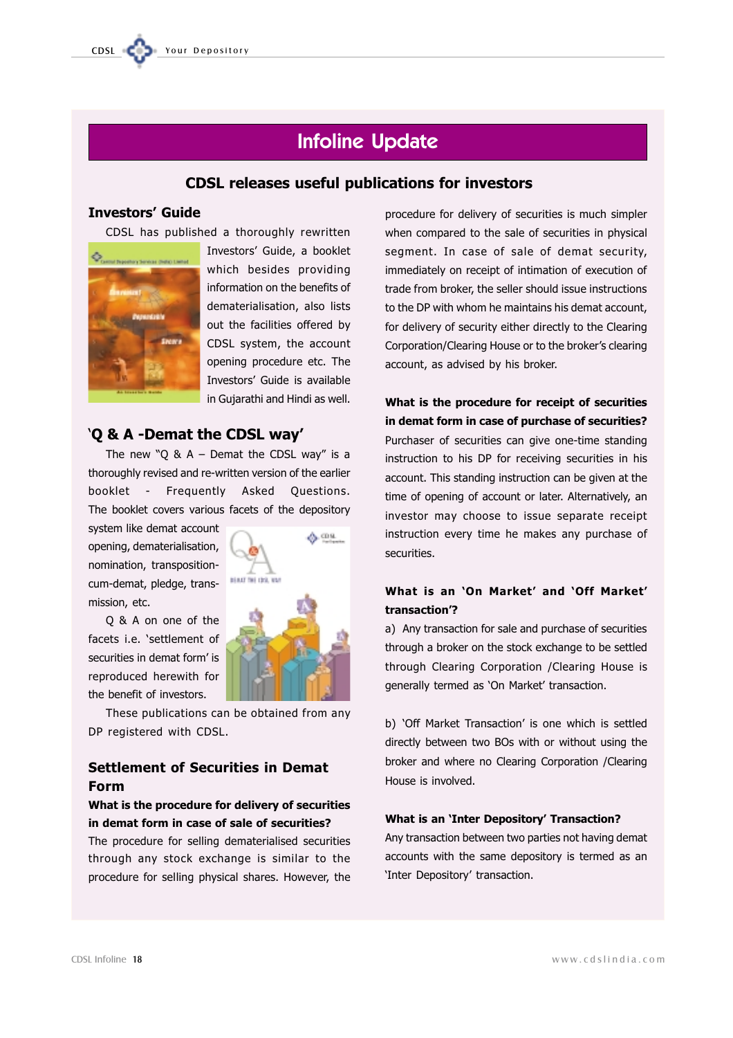# Infoline Update

## CDSL releases useful publications for investors

### Investors' Guide

CDSL has published a thoroughly rewritten Investors' Guide, a booklet which besides providing information on the benefits of dematerialisation, also lists out the facilities offered by CDSL system, the account opening procedure etc. The Investors' Guide is available in Gujarathi and Hindi as well.

### 'Q & A -Demat the CDSL way'

The new "Q & A – Demat the CDSL way" is a thoroughly revised and re-written version of the earlier booklet - Frequently Asked Questions. The booklet covers various facets of the depository system like demat account opening, dematerialisation, nomination, transposition-cum-demat, pledge, transmission, etc.

Q & A on one of the facets i.e. 'settlement of securities in demat form' is reproduced herewith for the benefit of investors.

These publications can be obtained from any DP registered with CDSL.

### Settlement of Securities in Demat Form

**What is the procedure for delivery of securities in demat form in case of sale of securities?**

The procedure for selling dematerialised securities through any stock exchange is similar to the procedure for selling physical shares. However, the procedure for delivery of securities is much simpler when compared to the sale of securities in physical segment. In case of sale of demat security, immediately on receipt of intimation of execution of trade from broker, the seller should issue instructions to the DP with whom he maintains his demat account, for delivery of security either directly to the Clearing Corporation/Clearing House or to the broker's clearing account, as advised by his broker.

**What is the procedure for receipt of securities in demat form in case of purchase of securities?**

Purchaser of securities can give one-time standing instruction to his DP for receiving securities in his account. This standing instruction can be given at the time of opening of account or later. Alternatively, an investor may choose to issue separate receipt instruction every time he makes any purchase of securities.

**What is an 'On Market' and 'Off Market' transaction'?**

a) Any transaction for sale and purchase of securities through a broker on the stock exchange to be settled through Clearing Corporation /Clearing House is generally termed as 'On Market' transaction.

b) 'Off Market Transaction' is one which is settled directly between two BOs with or without using the broker and where no Clearing Corporation /Clearing House is involved.

**What is an 'Inter Depository' Transaction?**

Any transaction between two parties not having demat accounts with the same depository is termed as an 'Inter Depository' transaction.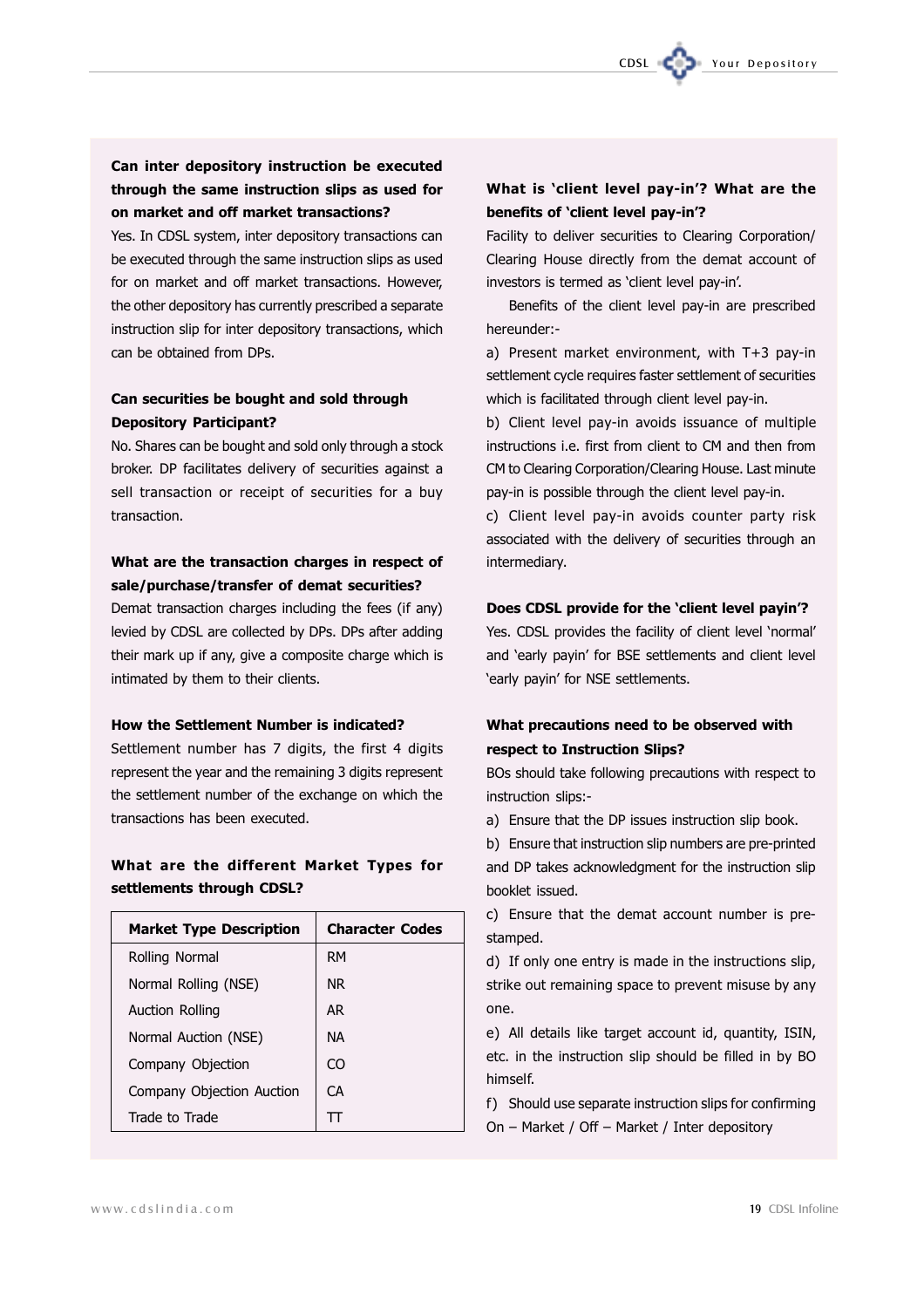**Can inter depository instruction be executed through the same instruction slips as used for on market and off market transactions?**

Yes. In CDSL system, inter depository transactions can be executed through the same instruction slips as used for on market and off market transactions. However, the other depository has currently prescribed a separate instruction slip for inter depository transactions, which can be obtained from DPs.

**Can securities be bought and sold through Depository Participant?**

No. Shares can be bought and sold only through a stock broker. DP facilitates delivery of securities against a sell transaction or receipt of securities for a buy transaction.

**What are the transaction charges in respect of sale/purchase/transfer of demat securities?**

Demat transaction charges including the fees (if any) levied by CDSL are collected by DPs. DPs after adding their mark up if any, give a composite charge which is intimated by them to their clients.

**How the Settlement Number is indicated?**

Settlement number has 7 digits, the first 4 digits represent the year and the remaining 3 digits represent the settlement number of the exchange on which the transactions has been executed.

**What are the different Market Types for settlements through CDSL?**

| Market Type Description | Character Codes |
|---|---|
| Rolling Normal | RM |
| Normal Rolling (NSE) | NR |
| Auction Rolling | AR |
| Normal Auction (NSE) | NA |
| Company Objection | CO |
| Company Objection Auction | CA |
| Trade to Trade | TT |

**What is 'client level pay-in'? What are the benefits of 'client level pay-in'?**

Facility to deliver securities to Clearing Corporation/ Clearing House directly from the demat account of investors is termed as 'client level pay-in'.

Benefits of the client level pay-in are prescribed hereunder:-

a) Present market environment, with T+3 pay-in settlement cycle requires faster settlement of securities which is facilitated through client level pay-in.

b) Client level pay-in avoids issuance of multiple instructions i.e. first from client to CM and then from CM to Clearing Corporation/Clearing House. Last minute pay-in is possible through the client level pay-in.

c) Client level pay-in avoids counter party risk associated with the delivery of securities through an intermediary.

**Does CDSL provide for the 'client level payin'?**

Yes. CDSL provides the facility of client level 'normal' and 'early payin' for BSE settlements and client level 'early payin' for NSE settlements.

**What precautions need to be observed with respect to Instruction Slips?**

BOs should take following precautions with respect to instruction slips:-

a) Ensure that the DP issues instruction slip book.

b) Ensure that instruction slip numbers are pre-printed and DP takes acknowledgment for the instruction slip booklet issued.

c) Ensure that the demat account number is pre-stamped.

d) If only one entry is made in the instructions slip, strike out remaining space to prevent misuse by any one.

e) All details like target account id, quantity, ISIN, etc. in the instruction slip should be filled in by BO himself.

f) Should use separate instruction slips for confirming On – Market / Off – Market / Inter depository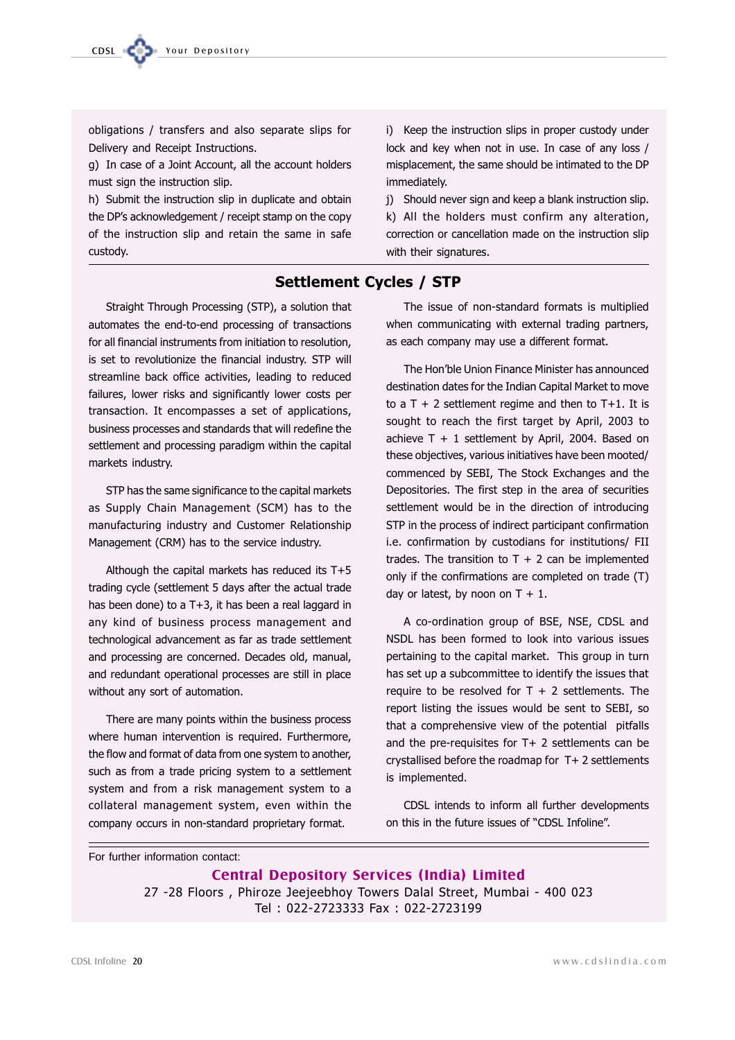obligations / transfers and also separate slips for Delivery and Receipt Instructions.

g) In case of a Joint Account, all the account holders must sign the instruction slip.

h) Submit the instruction slip in duplicate and obtain the DP's acknowledgement / receipt stamp on the copy of the instruction slip and retain the same in safe custody.

i) Keep the instruction slips in proper custody under lock and key when not in use. In case of any loss / misplacement, the same should be intimated to the DP immediately.

j) Should never sign and keep a blank instruction slip.

k) All the holders must confirm any alteration, correction or cancellation made on the instruction slip with their signatures.

## Settlement Cycles / STP

Straight Through Processing (STP), a solution that automates the end-to-end processing of transactions for all financial instruments from initiation to resolution, is set to revolutionize the financial industry. STP will streamline back office activities, leading to reduced failures, lower risks and significantly lower costs per transaction. It encompasses a set of applications, business processes and standards that will redefine the settlement and processing paradigm within the capital markets industry.

STP has the same significance to the capital markets as Supply Chain Management (SCM) has to the manufacturing industry and Customer Relationship Management (CRM) has to the service industry.

Although the capital markets has reduced its T+5 trading cycle (settlement 5 days after the actual trade has been done) to a T+3, it has been a real laggard in any kind of business process management and technological advancement as far as trade settlement and processing are concerned. Decades old, manual, and redundant operational processes are still in place without any sort of automation.

There are many points within the business process where human intervention is required. Furthermore, the flow and format of data from one system to another, such as from a trade pricing system to a settlement system and from a risk management system to a collateral management system, even within the company occurs in non-standard proprietary format.

The issue of non-standard formats is multiplied when communicating with external trading partners, as each company may use a different format.

The Hon'ble Union Finance Minister has announced destination dates for the Indian Capital Market to move to a T + 2 settlement regime and then to T+1. It is sought to reach the first target by April, 2003 to achieve T + 1 settlement by April, 2004. Based on these objectives, various initiatives have been mooted/ commenced by SEBI, The Stock Exchanges and the Depositories. The first step in the area of securities settlement would be in the direction of introducing STP in the process of indirect participant confirmation i.e. confirmation by custodians for institutions/ FII trades. The transition to T + 2 can be implemented only if the confirmations are completed on trade (T) day or latest, by noon on T + 1.

A co-ordination group of BSE, NSE, CDSL and NSDL has been formed to look into various issues pertaining to the capital market. This group in turn has set up a subcommittee to identify the issues that require to be resolved for T + 2 settlements. The report listing the issues would be sent to SEBI, so that a comprehensive view of the potential pitfalls and the pre-requisites for T+ 2 settlements can be crystallised before the roadmap for T+ 2 settlements is implemented.

CDSL intends to inform all further developments on this in the future issues of "CDSL Infoline".

---

For further information contact:

**Central Depository Services (India) Limited**
27 -28 Floors , Phiroze Jeejeebhoy Towers Dalal Street, Mumbai - 400 023
Tel : 022-2723333 Fax : 022-2723199